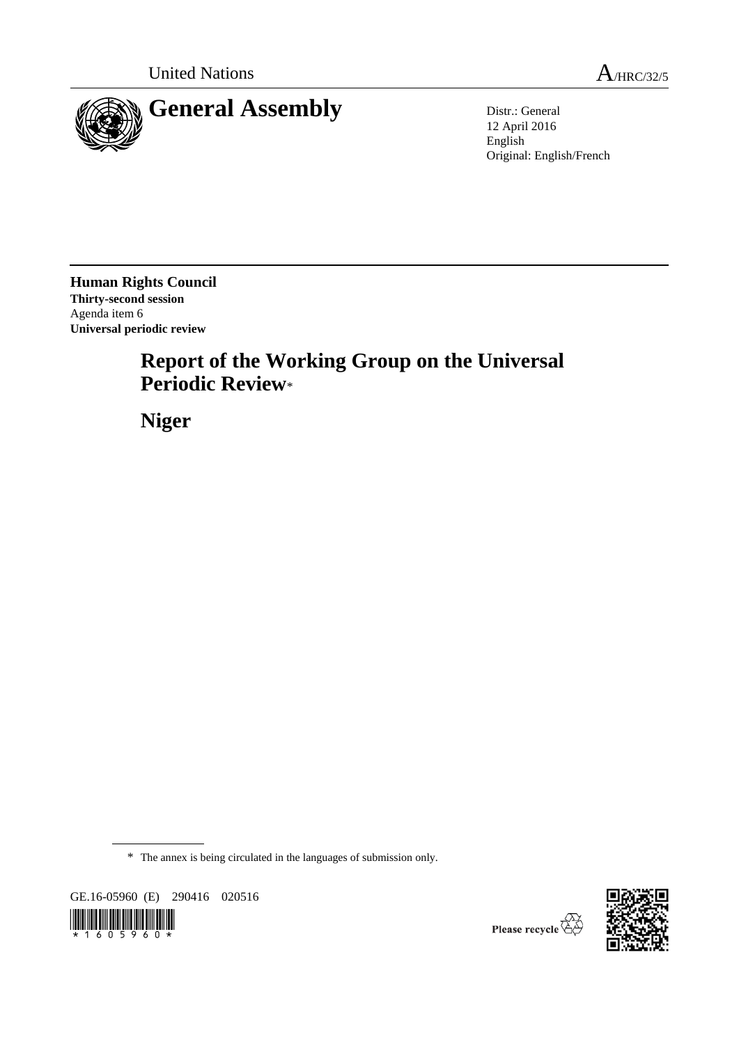United Nations

A/HRC/32/5

# General Assembly

Distr.: General
12 April 2016
English
Original: English/French

**Human Rights Council**
**Thirty-second session**
Agenda item 6
**Universal periodic review**

# Report of the Working Group on the Universal Periodic Review*

# Niger

* The annex is being circulated in the languages of submission only.

GE.16-05960 (E) 290416 020516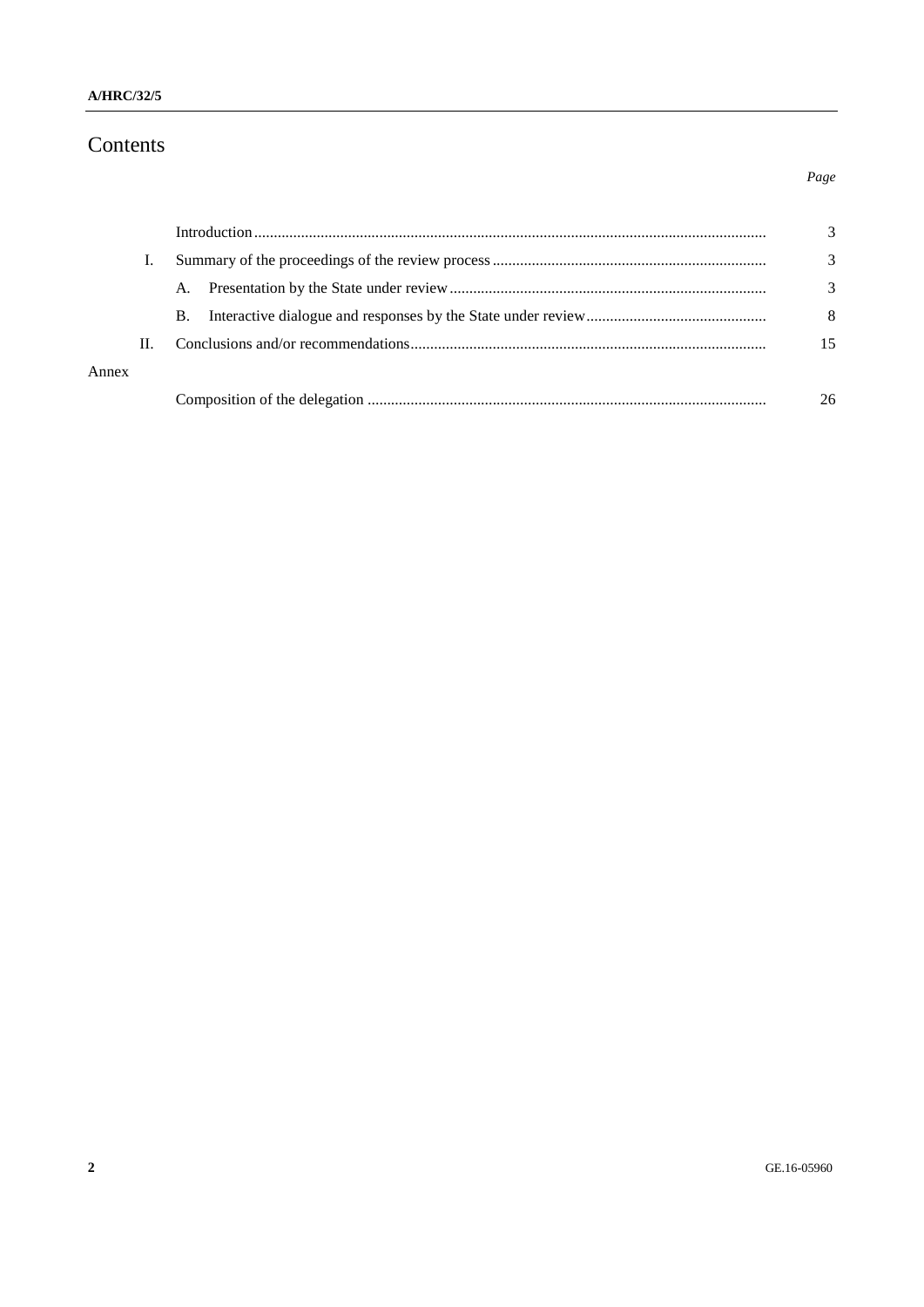# Contents

| | | Page |
|---|---|---|
| | Introduction | 3 |
| I. | Summary of the proceedings of the review process | 3 |
| | A. Presentation by the State under review | 3 |
| | B. Interactive dialogue and responses by the State under review | 8 |
| II. | Conclusions and/or recommendations | 15 |
| Annex | | |
| | Composition of the delegation | 26 |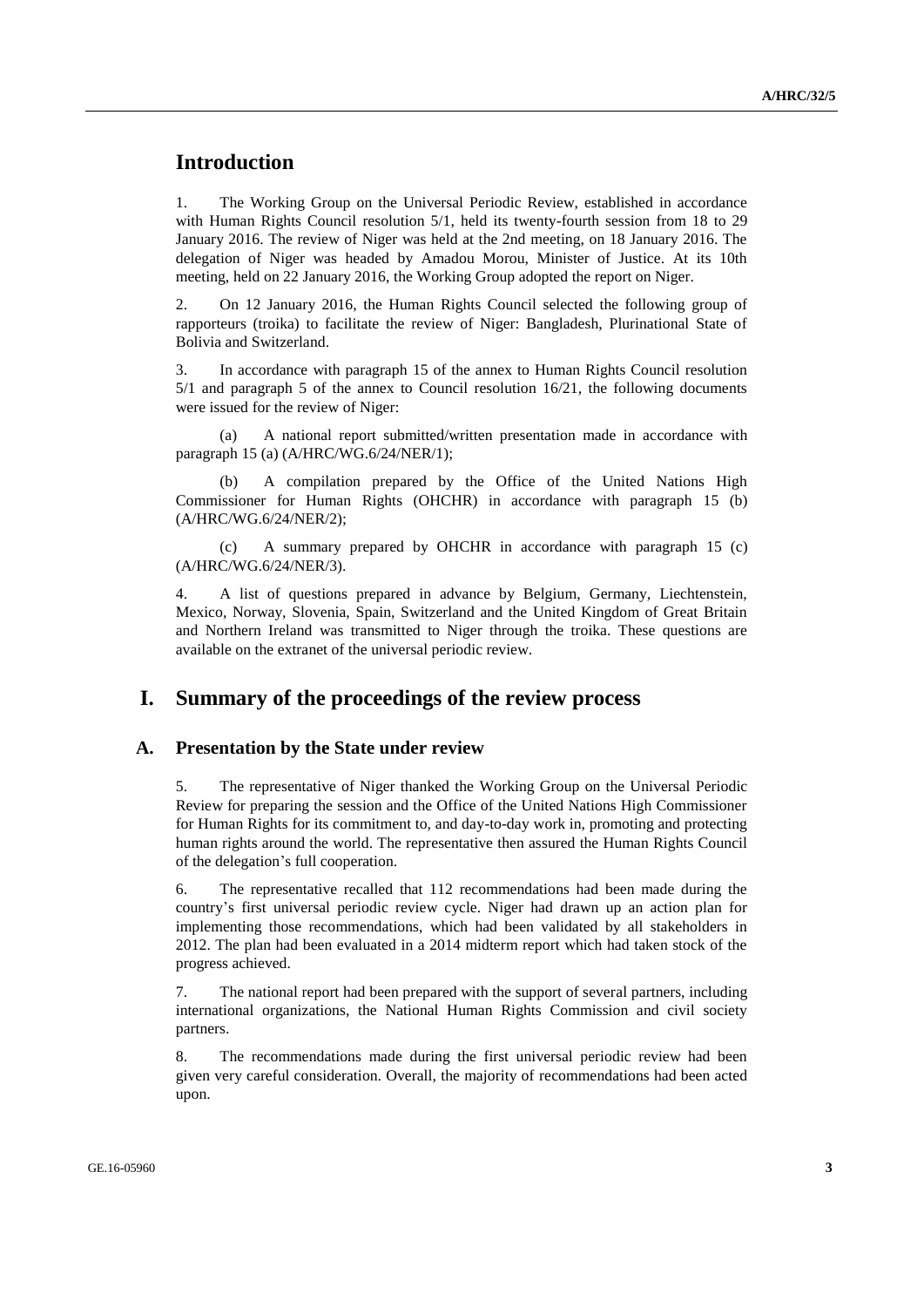# Introduction

1. The Working Group on the Universal Periodic Review, established in accordance with Human Rights Council resolution 5/1, held its twenty-fourth session from 18 to 29 January 2016. The review of Niger was held at the 2nd meeting, on 18 January 2016. The delegation of Niger was headed by Amadou Morou, Minister of Justice. At its 10th meeting, held on 22 January 2016, the Working Group adopted the report on Niger.

2. On 12 January 2016, the Human Rights Council selected the following group of rapporteurs (troika) to facilitate the review of Niger: Bangladesh, Plurinational State of Bolivia and Switzerland.

3. In accordance with paragraph 15 of the annex to Human Rights Council resolution 5/1 and paragraph 5 of the annex to Council resolution 16/21, the following documents were issued for the review of Niger:

(a) A national report submitted/written presentation made in accordance with paragraph 15 (a) (A/HRC/WG.6/24/NER/1);

(b) A compilation prepared by the Office of the United Nations High Commissioner for Human Rights (OHCHR) in accordance with paragraph 15 (b) (A/HRC/WG.6/24/NER/2);

(c) A summary prepared by OHCHR in accordance with paragraph 15 (c) (A/HRC/WG.6/24/NER/3).

4. A list of questions prepared in advance by Belgium, Germany, Liechtenstein, Mexico, Norway, Slovenia, Spain, Switzerland and the United Kingdom of Great Britain and Northern Ireland was transmitted to Niger through the troika. These questions are available on the extranet of the universal periodic review.

# I. Summary of the proceedings of the review process

## A. Presentation by the State under review

5. The representative of Niger thanked the Working Group on the Universal Periodic Review for preparing the session and the Office of the United Nations High Commissioner for Human Rights for its commitment to, and day-to-day work in, promoting and protecting human rights around the world. The representative then assured the Human Rights Council of the delegation's full cooperation.

6. The representative recalled that 112 recommendations had been made during the country's first universal periodic review cycle. Niger had drawn up an action plan for implementing those recommendations, which had been validated by all stakeholders in 2012. The plan had been evaluated in a 2014 midterm report which had taken stock of the progress achieved.

7. The national report had been prepared with the support of several partners, including international organizations, the National Human Rights Commission and civil society partners.

8. The recommendations made during the first universal periodic review had been given very careful consideration. Overall, the majority of recommendations had been acted upon.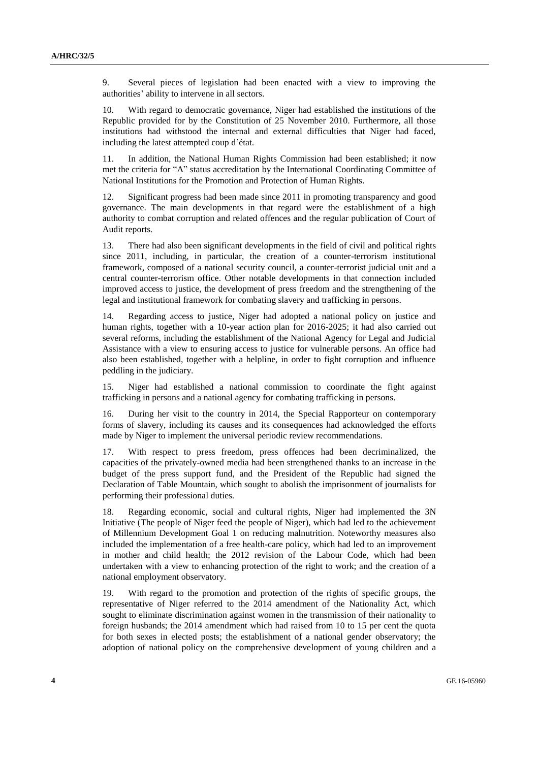9. Several pieces of legislation had been enacted with a view to improving the authorities' ability to intervene in all sectors.

10. With regard to democratic governance, Niger had established the institutions of the Republic provided for by the Constitution of 25 November 2010. Furthermore, all those institutions had withstood the internal and external difficulties that Niger had faced, including the latest attempted coup d'état.

11. In addition, the National Human Rights Commission had been established; it now met the criteria for "A" status accreditation by the International Coordinating Committee of National Institutions for the Promotion and Protection of Human Rights.

12. Significant progress had been made since 2011 in promoting transparency and good governance. The main developments in that regard were the establishment of a high authority to combat corruption and related offences and the regular publication of Court of Audit reports.

13. There had also been significant developments in the field of civil and political rights since 2011, including, in particular, the creation of a counter-terrorism institutional framework, composed of a national security council, a counter-terrorist judicial unit and a central counter-terrorism office. Other notable developments in that connection included improved access to justice, the development of press freedom and the strengthening of the legal and institutional framework for combating slavery and trafficking in persons.

14. Regarding access to justice, Niger had adopted a national policy on justice and human rights, together with a 10-year action plan for 2016-2025; it had also carried out several reforms, including the establishment of the National Agency for Legal and Judicial Assistance with a view to ensuring access to justice for vulnerable persons. An office had also been established, together with a helpline, in order to fight corruption and influence peddling in the judiciary.

15. Niger had established a national commission to coordinate the fight against trafficking in persons and a national agency for combating trafficking in persons.

16. During her visit to the country in 2014, the Special Rapporteur on contemporary forms of slavery, including its causes and its consequences had acknowledged the efforts made by Niger to implement the universal periodic review recommendations.

17. With respect to press freedom, press offences had been decriminalized, the capacities of the privately-owned media had been strengthened thanks to an increase in the budget of the press support fund, and the President of the Republic had signed the Declaration of Table Mountain, which sought to abolish the imprisonment of journalists for performing their professional duties.

18. Regarding economic, social and cultural rights, Niger had implemented the 3N Initiative (The people of Niger feed the people of Niger), which had led to the achievement of Millennium Development Goal 1 on reducing malnutrition. Noteworthy measures also included the implementation of a free health-care policy, which had led to an improvement in mother and child health; the 2012 revision of the Labour Code, which had been undertaken with a view to enhancing protection of the right to work; and the creation of a national employment observatory.

19. With regard to the promotion and protection of the rights of specific groups, the representative of Niger referred to the 2014 amendment of the Nationality Act, which sought to eliminate discrimination against women in the transmission of their nationality to foreign husbands; the 2014 amendment which had raised from 10 to 15 per cent the quota for both sexes in elected posts; the establishment of a national gender observatory; the adoption of national policy on the comprehensive development of young children and a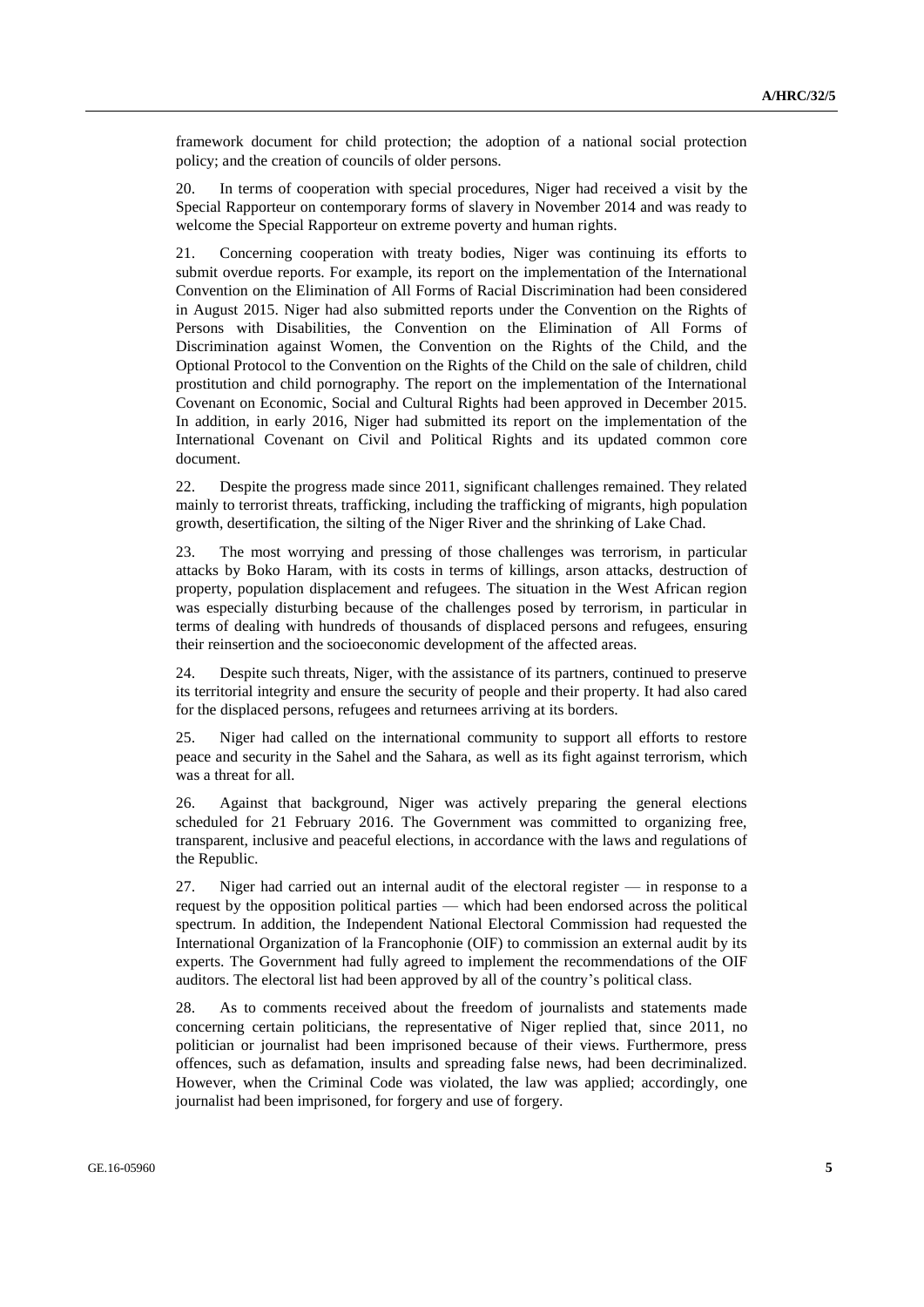framework document for child protection; the adoption of a national social protection policy; and the creation of councils of older persons.

20. In terms of cooperation with special procedures, Niger had received a visit by the Special Rapporteur on contemporary forms of slavery in November 2014 and was ready to welcome the Special Rapporteur on extreme poverty and human rights.

21. Concerning cooperation with treaty bodies, Niger was continuing its efforts to submit overdue reports. For example, its report on the implementation of the International Convention on the Elimination of All Forms of Racial Discrimination had been considered in August 2015. Niger had also submitted reports under the Convention on the Rights of Persons with Disabilities, the Convention on the Elimination of All Forms of Discrimination against Women, the Convention on the Rights of the Child, and the Optional Protocol to the Convention on the Rights of the Child on the sale of children, child prostitution and child pornography. The report on the implementation of the International Covenant on Economic, Social and Cultural Rights had been approved in December 2015. In addition, in early 2016, Niger had submitted its report on the implementation of the International Covenant on Civil and Political Rights and its updated common core document.

22. Despite the progress made since 2011, significant challenges remained. They related mainly to terrorist threats, trafficking, including the trafficking of migrants, high population growth, desertification, the silting of the Niger River and the shrinking of Lake Chad.

23. The most worrying and pressing of those challenges was terrorism, in particular attacks by Boko Haram, with its costs in terms of killings, arson attacks, destruction of property, population displacement and refugees. The situation in the West African region was especially disturbing because of the challenges posed by terrorism, in particular in terms of dealing with hundreds of thousands of displaced persons and refugees, ensuring their reinsertion and the socioeconomic development of the affected areas.

24. Despite such threats, Niger, with the assistance of its partners, continued to preserve its territorial integrity and ensure the security of people and their property. It had also cared for the displaced persons, refugees and returnees arriving at its borders.

25. Niger had called on the international community to support all efforts to restore peace and security in the Sahel and the Sahara, as well as its fight against terrorism, which was a threat for all.

26. Against that background, Niger was actively preparing the general elections scheduled for 21 February 2016. The Government was committed to organizing free, transparent, inclusive and peaceful elections, in accordance with the laws and regulations of the Republic.

27. Niger had carried out an internal audit of the electoral register — in response to a request by the opposition political parties — which had been endorsed across the political spectrum. In addition, the Independent National Electoral Commission had requested the International Organization of la Francophonie (OIF) to commission an external audit by its experts. The Government had fully agreed to implement the recommendations of the OIF auditors. The electoral list had been approved by all of the country's political class.

28. As to comments received about the freedom of journalists and statements made concerning certain politicians, the representative of Niger replied that, since 2011, no politician or journalist had been imprisoned because of their views. Furthermore, press offences, such as defamation, insults and spreading false news, had been decriminalized. However, when the Criminal Code was violated, the law was applied; accordingly, one journalist had been imprisoned, for forgery and use of forgery.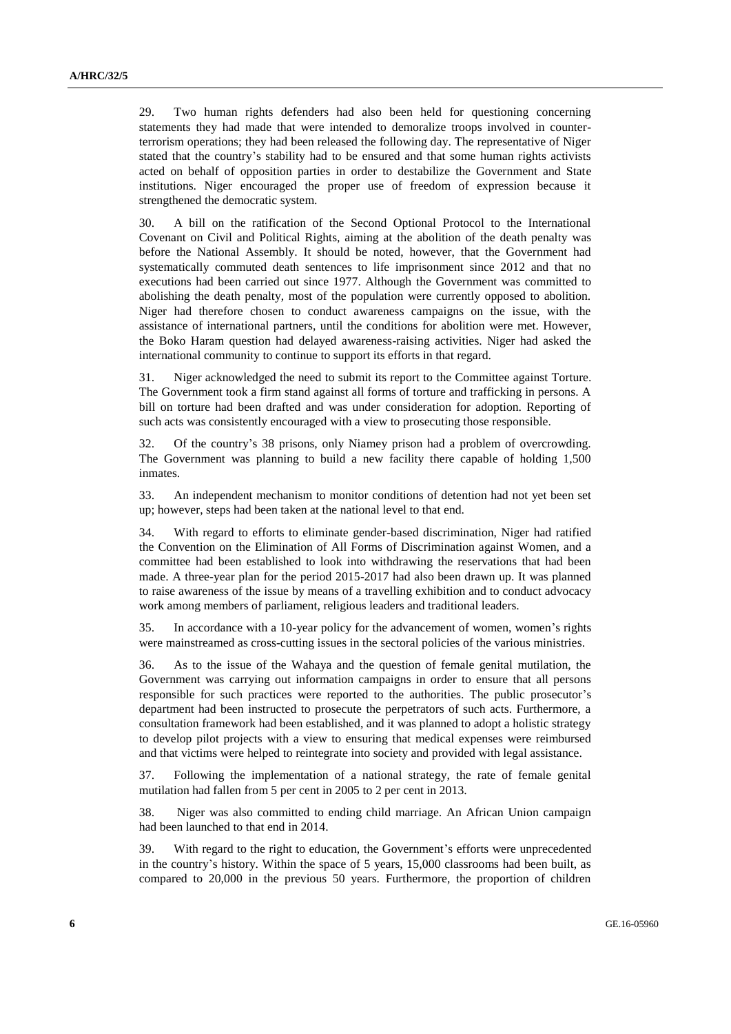29. Two human rights defenders had also been held for questioning concerning statements they had made that were intended to demoralize troops involved in counter-terrorism operations; they had been released the following day. The representative of Niger stated that the country's stability had to be ensured and that some human rights activists acted on behalf of opposition parties in order to destabilize the Government and State institutions. Niger encouraged the proper use of freedom of expression because it strengthened the democratic system.

30. A bill on the ratification of the Second Optional Protocol to the International Covenant on Civil and Political Rights, aiming at the abolition of the death penalty was before the National Assembly. It should be noted, however, that the Government had systematically commuted death sentences to life imprisonment since 2012 and that no executions had been carried out since 1977. Although the Government was committed to abolishing the death penalty, most of the population were currently opposed to abolition. Niger had therefore chosen to conduct awareness campaigns on the issue, with the assistance of international partners, until the conditions for abolition were met. However, the Boko Haram question had delayed awareness-raising activities. Niger had asked the international community to continue to support its efforts in that regard.

31. Niger acknowledged the need to submit its report to the Committee against Torture. The Government took a firm stand against all forms of torture and trafficking in persons. A bill on torture had been drafted and was under consideration for adoption. Reporting of such acts was consistently encouraged with a view to prosecuting those responsible.

32. Of the country's 38 prisons, only Niamey prison had a problem of overcrowding. The Government was planning to build a new facility there capable of holding 1,500 inmates.

33. An independent mechanism to monitor conditions of detention had not yet been set up; however, steps had been taken at the national level to that end.

34. With regard to efforts to eliminate gender-based discrimination, Niger had ratified the Convention on the Elimination of All Forms of Discrimination against Women, and a committee had been established to look into withdrawing the reservations that had been made. A three-year plan for the period 2015-2017 had also been drawn up. It was planned to raise awareness of the issue by means of a travelling exhibition and to conduct advocacy work among members of parliament, religious leaders and traditional leaders.

35. In accordance with a 10-year policy for the advancement of women, women's rights were mainstreamed as cross-cutting issues in the sectoral policies of the various ministries.

36. As to the issue of the Wahaya and the question of female genital mutilation, the Government was carrying out information campaigns in order to ensure that all persons responsible for such practices were reported to the authorities. The public prosecutor's department had been instructed to prosecute the perpetrators of such acts. Furthermore, a consultation framework had been established, and it was planned to adopt a holistic strategy to develop pilot projects with a view to ensuring that medical expenses were reimbursed and that victims were helped to reintegrate into society and provided with legal assistance.

37. Following the implementation of a national strategy, the rate of female genital mutilation had fallen from 5 per cent in 2005 to 2 per cent in 2013.

38. Niger was also committed to ending child marriage. An African Union campaign had been launched to that end in 2014.

39. With regard to the right to education, the Government's efforts were unprecedented in the country's history. Within the space of 5 years, 15,000 classrooms had been built, as compared to 20,000 in the previous 50 years. Furthermore, the proportion of children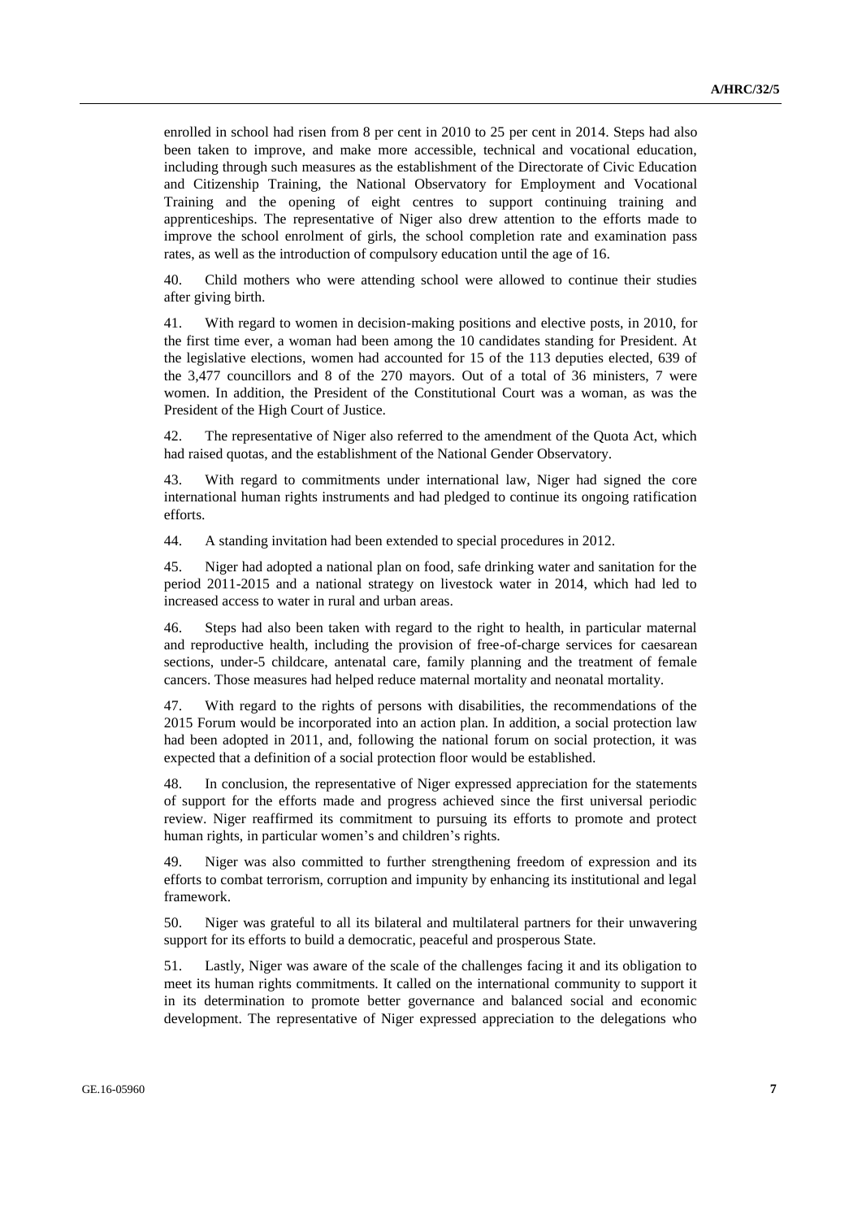enrolled in school had risen from 8 per cent in 2010 to 25 per cent in 2014. Steps had also been taken to improve, and make more accessible, technical and vocational education, including through such measures as the establishment of the Directorate of Civic Education and Citizenship Training, the National Observatory for Employment and Vocational Training and the opening of eight centres to support continuing training and apprenticeships. The representative of Niger also drew attention to the efforts made to improve the school enrolment of girls, the school completion rate and examination pass rates, as well as the introduction of compulsory education until the age of 16.

40. Child mothers who were attending school were allowed to continue their studies after giving birth.

41. With regard to women in decision-making positions and elective posts, in 2010, for the first time ever, a woman had been among the 10 candidates standing for President. At the legislative elections, women had accounted for 15 of the 113 deputies elected, 639 of the 3,477 councillors and 8 of the 270 mayors. Out of a total of 36 ministers, 7 were women. In addition, the President of the Constitutional Court was a woman, as was the President of the High Court of Justice.

42. The representative of Niger also referred to the amendment of the Quota Act, which had raised quotas, and the establishment of the National Gender Observatory.

43. With regard to commitments under international law, Niger had signed the core international human rights instruments and had pledged to continue its ongoing ratification efforts.

44. A standing invitation had been extended to special procedures in 2012.

45. Niger had adopted a national plan on food, safe drinking water and sanitation for the period 2011-2015 and a national strategy on livestock water in 2014, which had led to increased access to water in rural and urban areas.

46. Steps had also been taken with regard to the right to health, in particular maternal and reproductive health, including the provision of free-of-charge services for caesarean sections, under-5 childcare, antenatal care, family planning and the treatment of female cancers. Those measures had helped reduce maternal mortality and neonatal mortality.

47. With regard to the rights of persons with disabilities, the recommendations of the 2015 Forum would be incorporated into an action plan. In addition, a social protection law had been adopted in 2011, and, following the national forum on social protection, it was expected that a definition of a social protection floor would be established.

48. In conclusion, the representative of Niger expressed appreciation for the statements of support for the efforts made and progress achieved since the first universal periodic review. Niger reaffirmed its commitment to pursuing its efforts to promote and protect human rights, in particular women's and children's rights.

49. Niger was also committed to further strengthening freedom of expression and its efforts to combat terrorism, corruption and impunity by enhancing its institutional and legal framework.

50. Niger was grateful to all its bilateral and multilateral partners for their unwavering support for its efforts to build a democratic, peaceful and prosperous State.

51. Lastly, Niger was aware of the scale of the challenges facing it and its obligation to meet its human rights commitments. It called on the international community to support it in its determination to promote better governance and balanced social and economic development. The representative of Niger expressed appreciation to the delegations who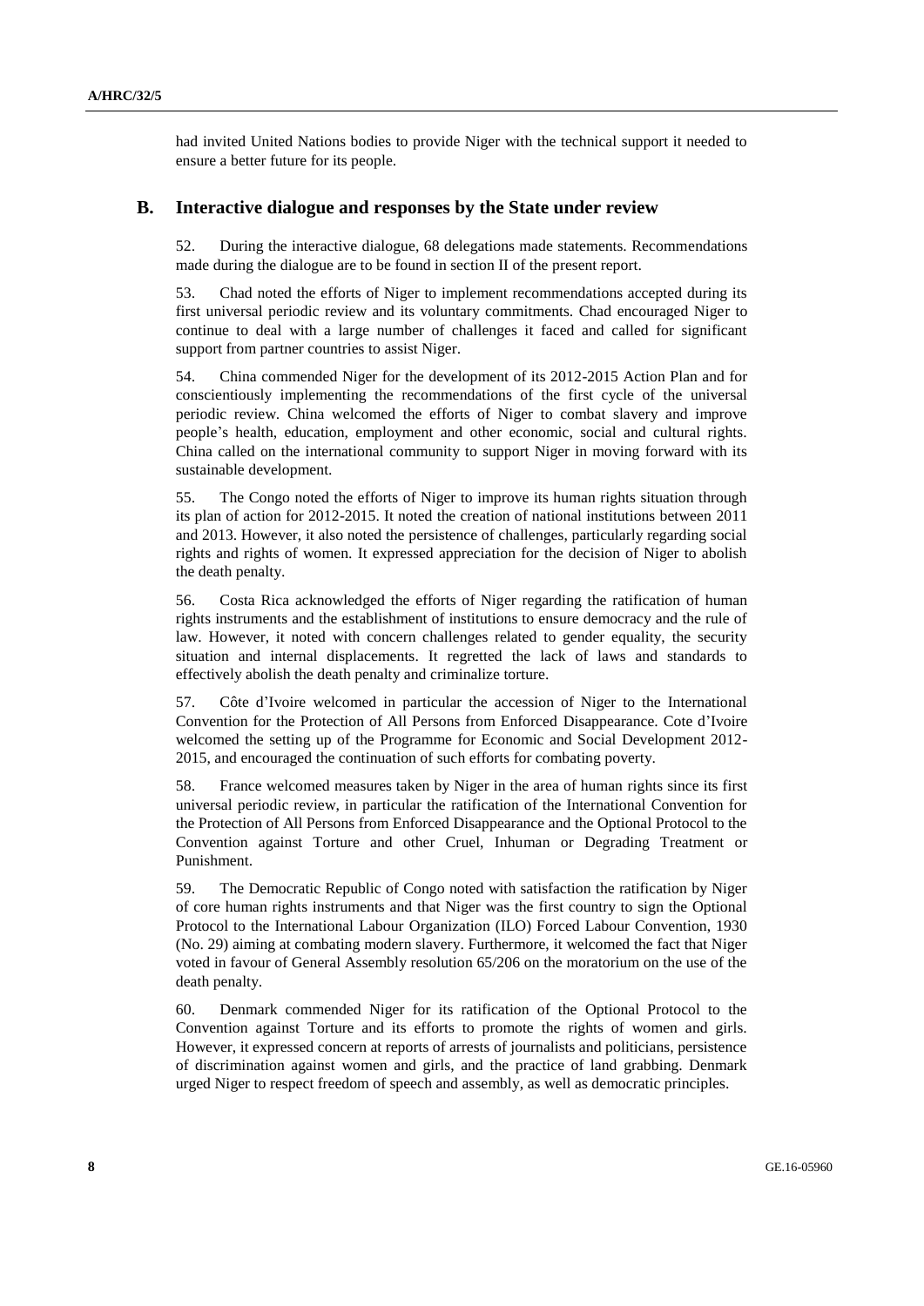had invited United Nations bodies to provide Niger with the technical support it needed to ensure a better future for its people.

## B. Interactive dialogue and responses by the State under review

52. During the interactive dialogue, 68 delegations made statements. Recommendations made during the dialogue are to be found in section II of the present report.

53. Chad noted the efforts of Niger to implement recommendations accepted during its first universal periodic review and its voluntary commitments. Chad encouraged Niger to continue to deal with a large number of challenges it faced and called for significant support from partner countries to assist Niger.

54. China commended Niger for the development of its 2012-2015 Action Plan and for conscientiously implementing the recommendations of the first cycle of the universal periodic review. China welcomed the efforts of Niger to combat slavery and improve people's health, education, employment and other economic, social and cultural rights. China called on the international community to support Niger in moving forward with its sustainable development.

55. The Congo noted the efforts of Niger to improve its human rights situation through its plan of action for 2012-2015. It noted the creation of national institutions between 2011 and 2013. However, it also noted the persistence of challenges, particularly regarding social rights and rights of women. It expressed appreciation for the decision of Niger to abolish the death penalty.

56. Costa Rica acknowledged the efforts of Niger regarding the ratification of human rights instruments and the establishment of institutions to ensure democracy and the rule of law. However, it noted with concern challenges related to gender equality, the security situation and internal displacements. It regretted the lack of laws and standards to effectively abolish the death penalty and criminalize torture.

57. Côte d'Ivoire welcomed in particular the accession of Niger to the International Convention for the Protection of All Persons from Enforced Disappearance. Cote d'Ivoire welcomed the setting up of the Programme for Economic and Social Development 2012-2015, and encouraged the continuation of such efforts for combating poverty.

58. France welcomed measures taken by Niger in the area of human rights since its first universal periodic review, in particular the ratification of the International Convention for the Protection of All Persons from Enforced Disappearance and the Optional Protocol to the Convention against Torture and other Cruel, Inhuman or Degrading Treatment or Punishment.

59. The Democratic Republic of Congo noted with satisfaction the ratification by Niger of core human rights instruments and that Niger was the first country to sign the Optional Protocol to the International Labour Organization (ILO) Forced Labour Convention, 1930 (No. 29) aiming at combating modern slavery. Furthermore, it welcomed the fact that Niger voted in favour of General Assembly resolution 65/206 on the moratorium on the use of the death penalty.

60. Denmark commended Niger for its ratification of the Optional Protocol to the Convention against Torture and its efforts to promote the rights of women and girls. However, it expressed concern at reports of arrests of journalists and politicians, persistence of discrimination against women and girls, and the practice of land grabbing. Denmark urged Niger to respect freedom of speech and assembly, as well as democratic principles.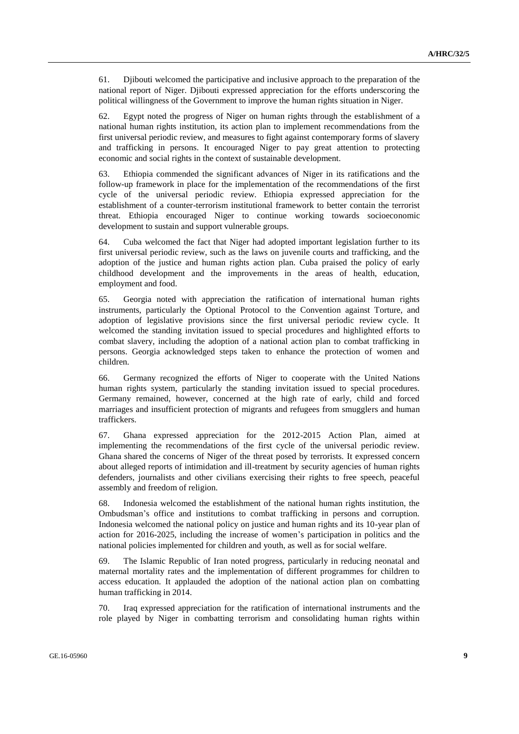61. Djibouti welcomed the participative and inclusive approach to the preparation of the national report of Niger. Djibouti expressed appreciation for the efforts underscoring the political willingness of the Government to improve the human rights situation in Niger.

62. Egypt noted the progress of Niger on human rights through the establishment of a national human rights institution, its action plan to implement recommendations from the first universal periodic review, and measures to fight against contemporary forms of slavery and trafficking in persons. It encouraged Niger to pay great attention to protecting economic and social rights in the context of sustainable development.

63. Ethiopia commended the significant advances of Niger in its ratifications and the follow-up framework in place for the implementation of the recommendations of the first cycle of the universal periodic review. Ethiopia expressed appreciation for the establishment of a counter-terrorism institutional framework to better contain the terrorist threat. Ethiopia encouraged Niger to continue working towards socioeconomic development to sustain and support vulnerable groups.

64. Cuba welcomed the fact that Niger had adopted important legislation further to its first universal periodic review, such as the laws on juvenile courts and trafficking, and the adoption of the justice and human rights action plan. Cuba praised the policy of early childhood development and the improvements in the areas of health, education, employment and food.

65. Georgia noted with appreciation the ratification of international human rights instruments, particularly the Optional Protocol to the Convention against Torture, and adoption of legislative provisions since the first universal periodic review cycle. It welcomed the standing invitation issued to special procedures and highlighted efforts to combat slavery, including the adoption of a national action plan to combat trafficking in persons. Georgia acknowledged steps taken to enhance the protection of women and children.

66. Germany recognized the efforts of Niger to cooperate with the United Nations human rights system, particularly the standing invitation issued to special procedures. Germany remained, however, concerned at the high rate of early, child and forced marriages and insufficient protection of migrants and refugees from smugglers and human traffickers.

67. Ghana expressed appreciation for the 2012-2015 Action Plan, aimed at implementing the recommendations of the first cycle of the universal periodic review. Ghana shared the concerns of Niger of the threat posed by terrorists. It expressed concern about alleged reports of intimidation and ill-treatment by security agencies of human rights defenders, journalists and other civilians exercising their rights to free speech, peaceful assembly and freedom of religion.

68. Indonesia welcomed the establishment of the national human rights institution, the Ombudsman's office and institutions to combat trafficking in persons and corruption. Indonesia welcomed the national policy on justice and human rights and its 10-year plan of action for 2016-2025, including the increase of women's participation in politics and the national policies implemented for children and youth, as well as for social welfare.

69. The Islamic Republic of Iran noted progress, particularly in reducing neonatal and maternal mortality rates and the implementation of different programmes for children to access education. It applauded the adoption of the national action plan on combatting human trafficking in 2014.

70. Iraq expressed appreciation for the ratification of international instruments and the role played by Niger in combatting terrorism and consolidating human rights within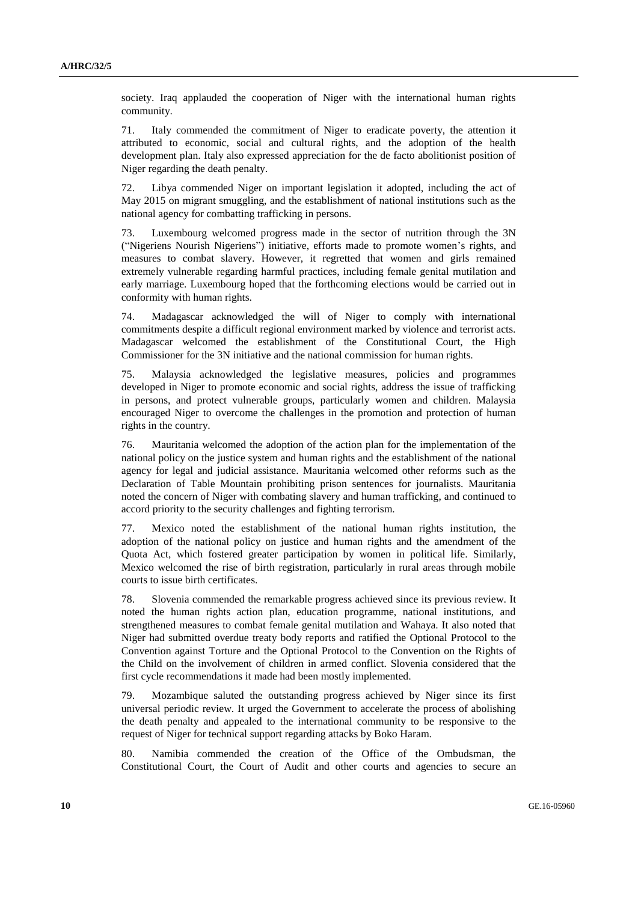society. Iraq applauded the cooperation of Niger with the international human rights community.

71. Italy commended the commitment of Niger to eradicate poverty, the attention it attributed to economic, social and cultural rights, and the adoption of the health development plan. Italy also expressed appreciation for the de facto abolitionist position of Niger regarding the death penalty.

72. Libya commended Niger on important legislation it adopted, including the act of May 2015 on migrant smuggling, and the establishment of national institutions such as the national agency for combatting trafficking in persons.

73. Luxembourg welcomed progress made in the sector of nutrition through the 3N ("Nigeriens Nourish Nigeriens") initiative, efforts made to promote women's rights, and measures to combat slavery. However, it regretted that women and girls remained extremely vulnerable regarding harmful practices, including female genital mutilation and early marriage. Luxembourg hoped that the forthcoming elections would be carried out in conformity with human rights.

74. Madagascar acknowledged the will of Niger to comply with international commitments despite a difficult regional environment marked by violence and terrorist acts. Madagascar welcomed the establishment of the Constitutional Court, the High Commissioner for the 3N initiative and the national commission for human rights.

75. Malaysia acknowledged the legislative measures, policies and programmes developed in Niger to promote economic and social rights, address the issue of trafficking in persons, and protect vulnerable groups, particularly women and children. Malaysia encouraged Niger to overcome the challenges in the promotion and protection of human rights in the country.

76. Mauritania welcomed the adoption of the action plan for the implementation of the national policy on the justice system and human rights and the establishment of the national agency for legal and judicial assistance. Mauritania welcomed other reforms such as the Declaration of Table Mountain prohibiting prison sentences for journalists. Mauritania noted the concern of Niger with combating slavery and human trafficking, and continued to accord priority to the security challenges and fighting terrorism.

77. Mexico noted the establishment of the national human rights institution, the adoption of the national policy on justice and human rights and the amendment of the Quota Act, which fostered greater participation by women in political life. Similarly, Mexico welcomed the rise of birth registration, particularly in rural areas through mobile courts to issue birth certificates.

78. Slovenia commended the remarkable progress achieved since its previous review. It noted the human rights action plan, education programme, national institutions, and strengthened measures to combat female genital mutilation and Wahaya. It also noted that Niger had submitted overdue treaty body reports and ratified the Optional Protocol to the Convention against Torture and the Optional Protocol to the Convention on the Rights of the Child on the involvement of children in armed conflict. Slovenia considered that the first cycle recommendations it made had been mostly implemented.

79. Mozambique saluted the outstanding progress achieved by Niger since its first universal periodic review. It urged the Government to accelerate the process of abolishing the death penalty and appealed to the international community to be responsive to the request of Niger for technical support regarding attacks by Boko Haram.

80. Namibia commended the creation of the Office of the Ombudsman, the Constitutional Court, the Court of Audit and other courts and agencies to secure an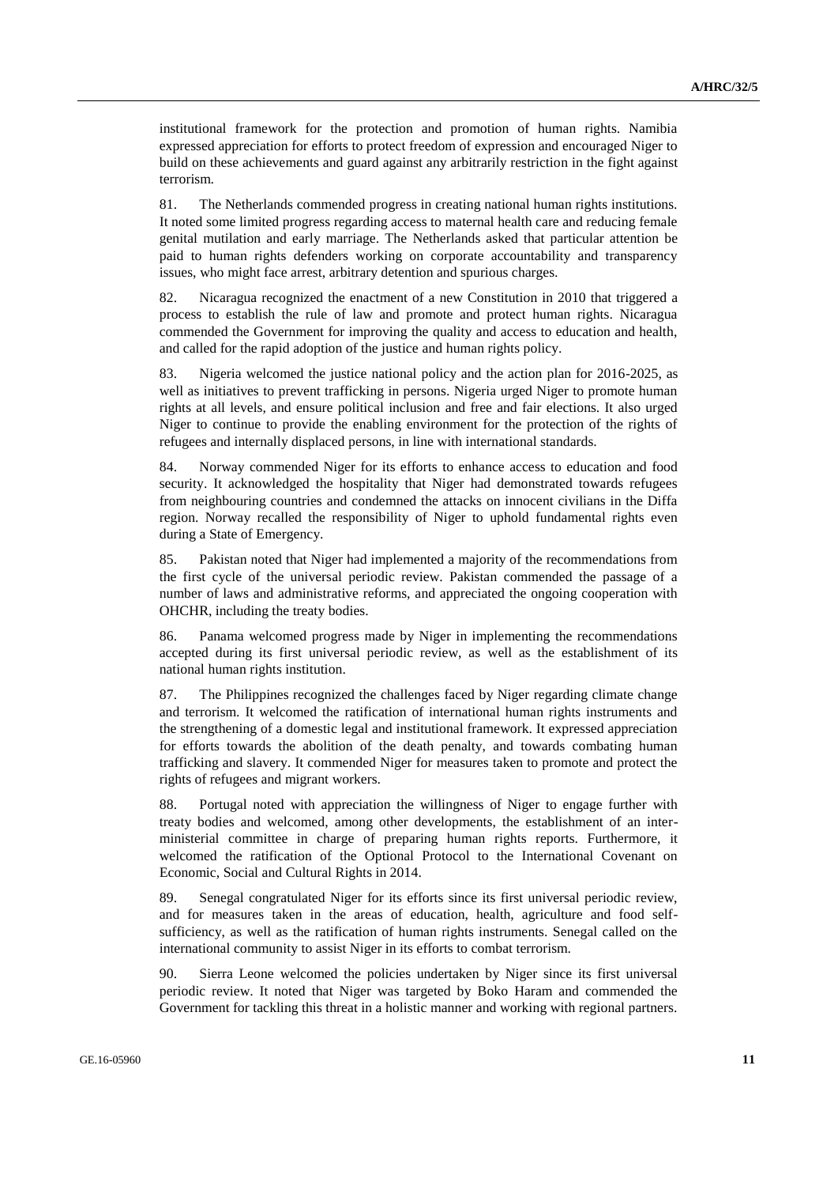institutional framework for the protection and promotion of human rights. Namibia expressed appreciation for efforts to protect freedom of expression and encouraged Niger to build on these achievements and guard against any arbitrarily restriction in the fight against terrorism.

81. The Netherlands commended progress in creating national human rights institutions. It noted some limited progress regarding access to maternal health care and reducing female genital mutilation and early marriage. The Netherlands asked that particular attention be paid to human rights defenders working on corporate accountability and transparency issues, who might face arrest, arbitrary detention and spurious charges.

82. Nicaragua recognized the enactment of a new Constitution in 2010 that triggered a process to establish the rule of law and promote and protect human rights. Nicaragua commended the Government for improving the quality and access to education and health, and called for the rapid adoption of the justice and human rights policy.

83. Nigeria welcomed the justice national policy and the action plan for 2016-2025, as well as initiatives to prevent trafficking in persons. Nigeria urged Niger to promote human rights at all levels, and ensure political inclusion and free and fair elections. It also urged Niger to continue to provide the enabling environment for the protection of the rights of refugees and internally displaced persons, in line with international standards.

84. Norway commended Niger for its efforts to enhance access to education and food security. It acknowledged the hospitality that Niger had demonstrated towards refugees from neighbouring countries and condemned the attacks on innocent civilians in the Diffa region. Norway recalled the responsibility of Niger to uphold fundamental rights even during a State of Emergency.

85. Pakistan noted that Niger had implemented a majority of the recommendations from the first cycle of the universal periodic review. Pakistan commended the passage of a number of laws and administrative reforms, and appreciated the ongoing cooperation with OHCHR, including the treaty bodies.

86. Panama welcomed progress made by Niger in implementing the recommendations accepted during its first universal periodic review, as well as the establishment of its national human rights institution.

87. The Philippines recognized the challenges faced by Niger regarding climate change and terrorism. It welcomed the ratification of international human rights instruments and the strengthening of a domestic legal and institutional framework. It expressed appreciation for efforts towards the abolition of the death penalty, and towards combating human trafficking and slavery. It commended Niger for measures taken to promote and protect the rights of refugees and migrant workers.

88. Portugal noted with appreciation the willingness of Niger to engage further with treaty bodies and welcomed, among other developments, the establishment of an inter-ministerial committee in charge of preparing human rights reports. Furthermore, it welcomed the ratification of the Optional Protocol to the International Covenant on Economic, Social and Cultural Rights in 2014.

89. Senegal congratulated Niger for its efforts since its first universal periodic review, and for measures taken in the areas of education, health, agriculture and food self-sufficiency, as well as the ratification of human rights instruments. Senegal called on the international community to assist Niger in its efforts to combat terrorism.

90. Sierra Leone welcomed the policies undertaken by Niger since its first universal periodic review. It noted that Niger was targeted by Boko Haram and commended the Government for tackling this threat in a holistic manner and working with regional partners.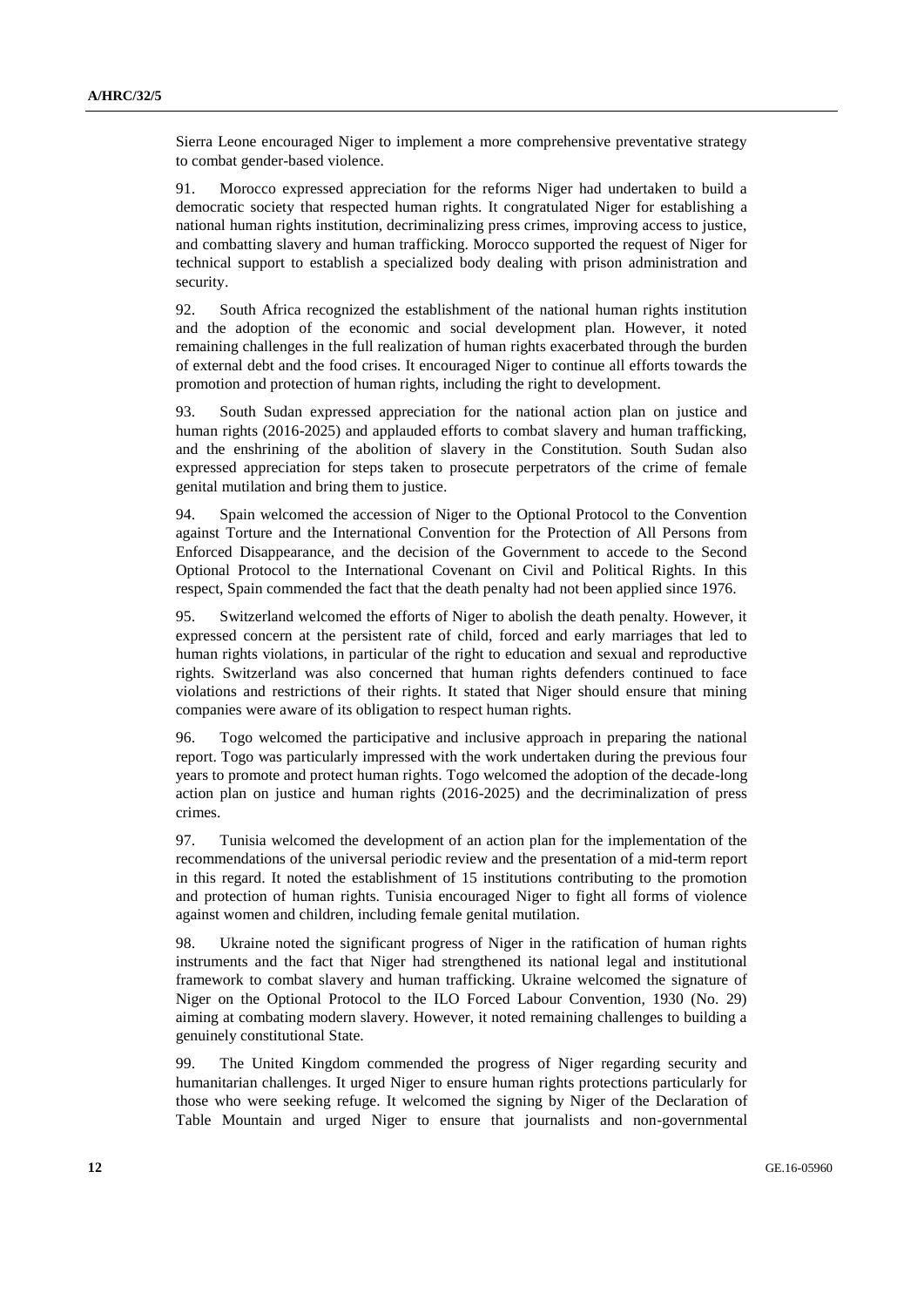Sierra Leone encouraged Niger to implement a more comprehensive preventative strategy to combat gender-based violence.

91. Morocco expressed appreciation for the reforms Niger had undertaken to build a democratic society that respected human rights. It congratulated Niger for establishing a national human rights institution, decriminalizing press crimes, improving access to justice, and combatting slavery and human trafficking. Morocco supported the request of Niger for technical support to establish a specialized body dealing with prison administration and security.

92. South Africa recognized the establishment of the national human rights institution and the adoption of the economic and social development plan. However, it noted remaining challenges in the full realization of human rights exacerbated through the burden of external debt and the food crises. It encouraged Niger to continue all efforts towards the promotion and protection of human rights, including the right to development.

93. South Sudan expressed appreciation for the national action plan on justice and human rights (2016-2025) and applauded efforts to combat slavery and human trafficking, and the enshrining of the abolition of slavery in the Constitution. South Sudan also expressed appreciation for steps taken to prosecute perpetrators of the crime of female genital mutilation and bring them to justice.

94. Spain welcomed the accession of Niger to the Optional Protocol to the Convention against Torture and the International Convention for the Protection of All Persons from Enforced Disappearance, and the decision of the Government to accede to the Second Optional Protocol to the International Covenant on Civil and Political Rights. In this respect, Spain commended the fact that the death penalty had not been applied since 1976.

95. Switzerland welcomed the efforts of Niger to abolish the death penalty. However, it expressed concern at the persistent rate of child, forced and early marriages that led to human rights violations, in particular of the right to education and sexual and reproductive rights. Switzerland was also concerned that human rights defenders continued to face violations and restrictions of their rights. It stated that Niger should ensure that mining companies were aware of its obligation to respect human rights.

96. Togo welcomed the participative and inclusive approach in preparing the national report. Togo was particularly impressed with the work undertaken during the previous four years to promote and protect human rights. Togo welcomed the adoption of the decade-long action plan on justice and human rights (2016-2025) and the decriminalization of press crimes.

97. Tunisia welcomed the development of an action plan for the implementation of the recommendations of the universal periodic review and the presentation of a mid-term report in this regard. It noted the establishment of 15 institutions contributing to the promotion and protection of human rights. Tunisia encouraged Niger to fight all forms of violence against women and children, including female genital mutilation.

98. Ukraine noted the significant progress of Niger in the ratification of human rights instruments and the fact that Niger had strengthened its national legal and institutional framework to combat slavery and human trafficking. Ukraine welcomed the signature of Niger on the Optional Protocol to the ILO Forced Labour Convention, 1930 (No. 29) aiming at combating modern slavery. However, it noted remaining challenges to building a genuinely constitutional State.

99. The United Kingdom commended the progress of Niger regarding security and humanitarian challenges. It urged Niger to ensure human rights protections particularly for those who were seeking refuge. It welcomed the signing by Niger of the Declaration of Table Mountain and urged Niger to ensure that journalists and non-governmental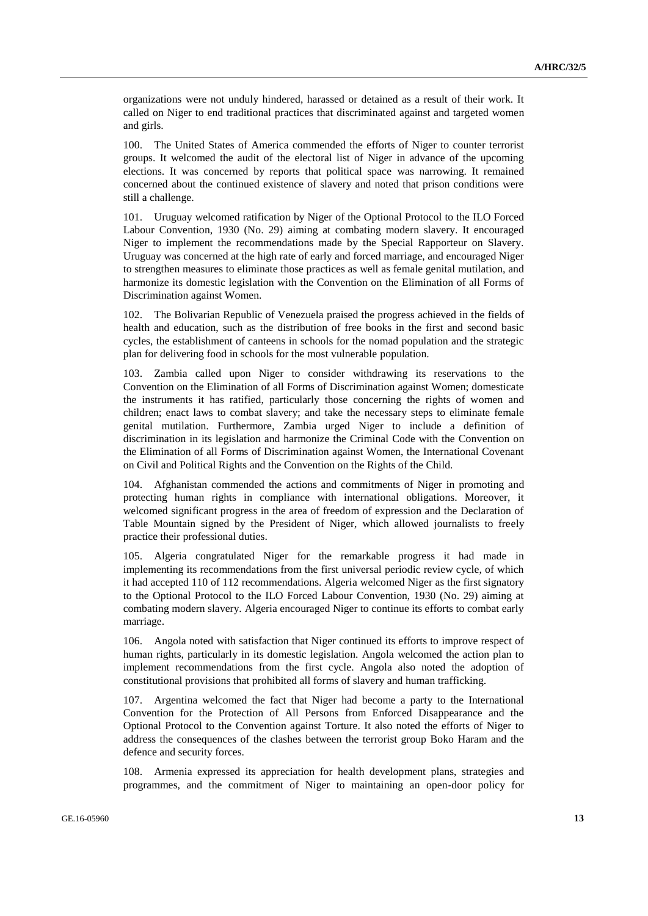organizations were not unduly hindered, harassed or detained as a result of their work. It called on Niger to end traditional practices that discriminated against and targeted women and girls.

100. The United States of America commended the efforts of Niger to counter terrorist groups. It welcomed the audit of the electoral list of Niger in advance of the upcoming elections. It was concerned by reports that political space was narrowing. It remained concerned about the continued existence of slavery and noted that prison conditions were still a challenge.

101. Uruguay welcomed ratification by Niger of the Optional Protocol to the ILO Forced Labour Convention, 1930 (No. 29) aiming at combating modern slavery. It encouraged Niger to implement the recommendations made by the Special Rapporteur on Slavery. Uruguay was concerned at the high rate of early and forced marriage, and encouraged Niger to strengthen measures to eliminate those practices as well as female genital mutilation, and harmonize its domestic legislation with the Convention on the Elimination of all Forms of Discrimination against Women.

102. The Bolivarian Republic of Venezuela praised the progress achieved in the fields of health and education, such as the distribution of free books in the first and second basic cycles, the establishment of canteens in schools for the nomad population and the strategic plan for delivering food in schools for the most vulnerable population.

103. Zambia called upon Niger to consider withdrawing its reservations to the Convention on the Elimination of all Forms of Discrimination against Women; domesticate the instruments it has ratified, particularly those concerning the rights of women and children; enact laws to combat slavery; and take the necessary steps to eliminate female genital mutilation. Furthermore, Zambia urged Niger to include a definition of discrimination in its legislation and harmonize the Criminal Code with the Convention on the Elimination of all Forms of Discrimination against Women, the International Covenant on Civil and Political Rights and the Convention on the Rights of the Child.

104. Afghanistan commended the actions and commitments of Niger in promoting and protecting human rights in compliance with international obligations. Moreover, it welcomed significant progress in the area of freedom of expression and the Declaration of Table Mountain signed by the President of Niger, which allowed journalists to freely practice their professional duties.

105. Algeria congratulated Niger for the remarkable progress it had made in implementing its recommendations from the first universal periodic review cycle, of which it had accepted 110 of 112 recommendations. Algeria welcomed Niger as the first signatory to the Optional Protocol to the ILO Forced Labour Convention, 1930 (No. 29) aiming at combating modern slavery. Algeria encouraged Niger to continue its efforts to combat early marriage.

106. Angola noted with satisfaction that Niger continued its efforts to improve respect of human rights, particularly in its domestic legislation. Angola welcomed the action plan to implement recommendations from the first cycle. Angola also noted the adoption of constitutional provisions that prohibited all forms of slavery and human trafficking.

107. Argentina welcomed the fact that Niger had become a party to the International Convention for the Protection of All Persons from Enforced Disappearance and the Optional Protocol to the Convention against Torture. It also noted the efforts of Niger to address the consequences of the clashes between the terrorist group Boko Haram and the defence and security forces.

108. Armenia expressed its appreciation for health development plans, strategies and programmes, and the commitment of Niger to maintaining an open-door policy for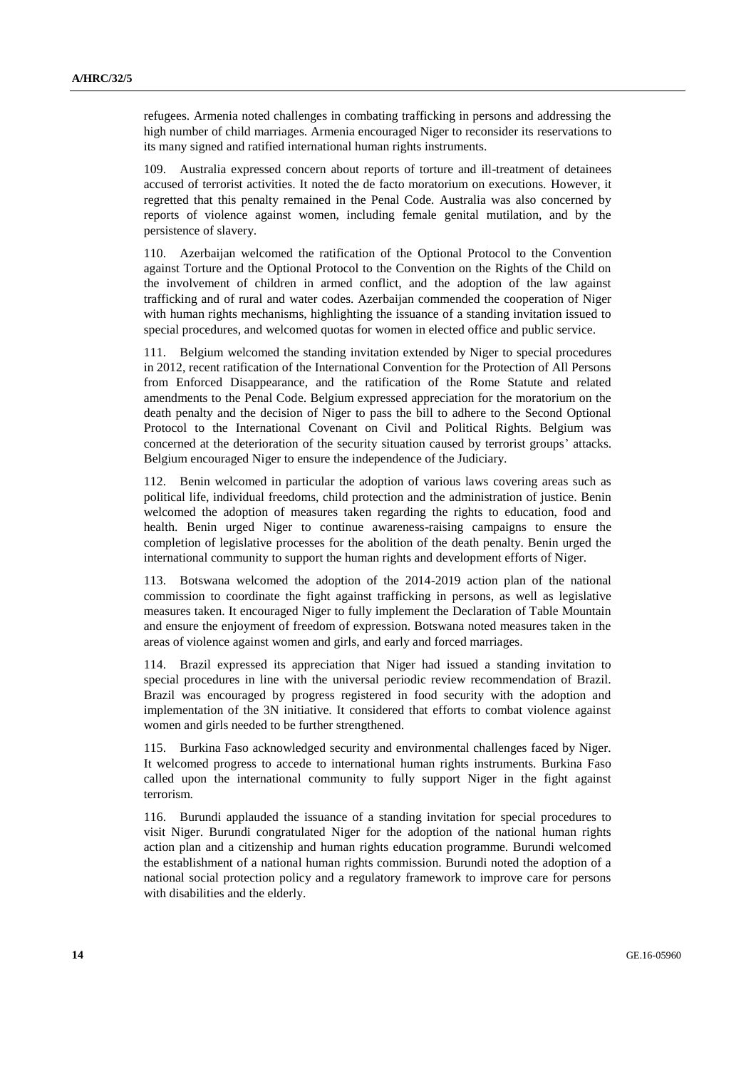refugees. Armenia noted challenges in combating trafficking in persons and addressing the high number of child marriages. Armenia encouraged Niger to reconsider its reservations to its many signed and ratified international human rights instruments.

109. Australia expressed concern about reports of torture and ill-treatment of detainees accused of terrorist activities. It noted the de facto moratorium on executions. However, it regretted that this penalty remained in the Penal Code. Australia was also concerned by reports of violence against women, including female genital mutilation, and by the persistence of slavery.

110. Azerbaijan welcomed the ratification of the Optional Protocol to the Convention against Torture and the Optional Protocol to the Convention on the Rights of the Child on the involvement of children in armed conflict, and the adoption of the law against trafficking and of rural and water codes. Azerbaijan commended the cooperation of Niger with human rights mechanisms, highlighting the issuance of a standing invitation issued to special procedures, and welcomed quotas for women in elected office and public service.

111. Belgium welcomed the standing invitation extended by Niger to special procedures in 2012, recent ratification of the International Convention for the Protection of All Persons from Enforced Disappearance, and the ratification of the Rome Statute and related amendments to the Penal Code. Belgium expressed appreciation for the moratorium on the death penalty and the decision of Niger to pass the bill to adhere to the Second Optional Protocol to the International Covenant on Civil and Political Rights. Belgium was concerned at the deterioration of the security situation caused by terrorist groups' attacks. Belgium encouraged Niger to ensure the independence of the Judiciary.

112. Benin welcomed in particular the adoption of various laws covering areas such as political life, individual freedoms, child protection and the administration of justice. Benin welcomed the adoption of measures taken regarding the rights to education, food and health. Benin urged Niger to continue awareness-raising campaigns to ensure the completion of legislative processes for the abolition of the death penalty. Benin urged the international community to support the human rights and development efforts of Niger.

113. Botswana welcomed the adoption of the 2014-2019 action plan of the national commission to coordinate the fight against trafficking in persons, as well as legislative measures taken. It encouraged Niger to fully implement the Declaration of Table Mountain and ensure the enjoyment of freedom of expression. Botswana noted measures taken in the areas of violence against women and girls, and early and forced marriages.

114. Brazil expressed its appreciation that Niger had issued a standing invitation to special procedures in line with the universal periodic review recommendation of Brazil. Brazil was encouraged by progress registered in food security with the adoption and implementation of the 3N initiative. It considered that efforts to combat violence against women and girls needed to be further strengthened.

115. Burkina Faso acknowledged security and environmental challenges faced by Niger. It welcomed progress to accede to international human rights instruments. Burkina Faso called upon the international community to fully support Niger in the fight against terrorism.

116. Burundi applauded the issuance of a standing invitation for special procedures to visit Niger. Burundi congratulated Niger for the adoption of the national human rights action plan and a citizenship and human rights education programme. Burundi welcomed the establishment of a national human rights commission. Burundi noted the adoption of a national social protection policy and a regulatory framework to improve care for persons with disabilities and the elderly.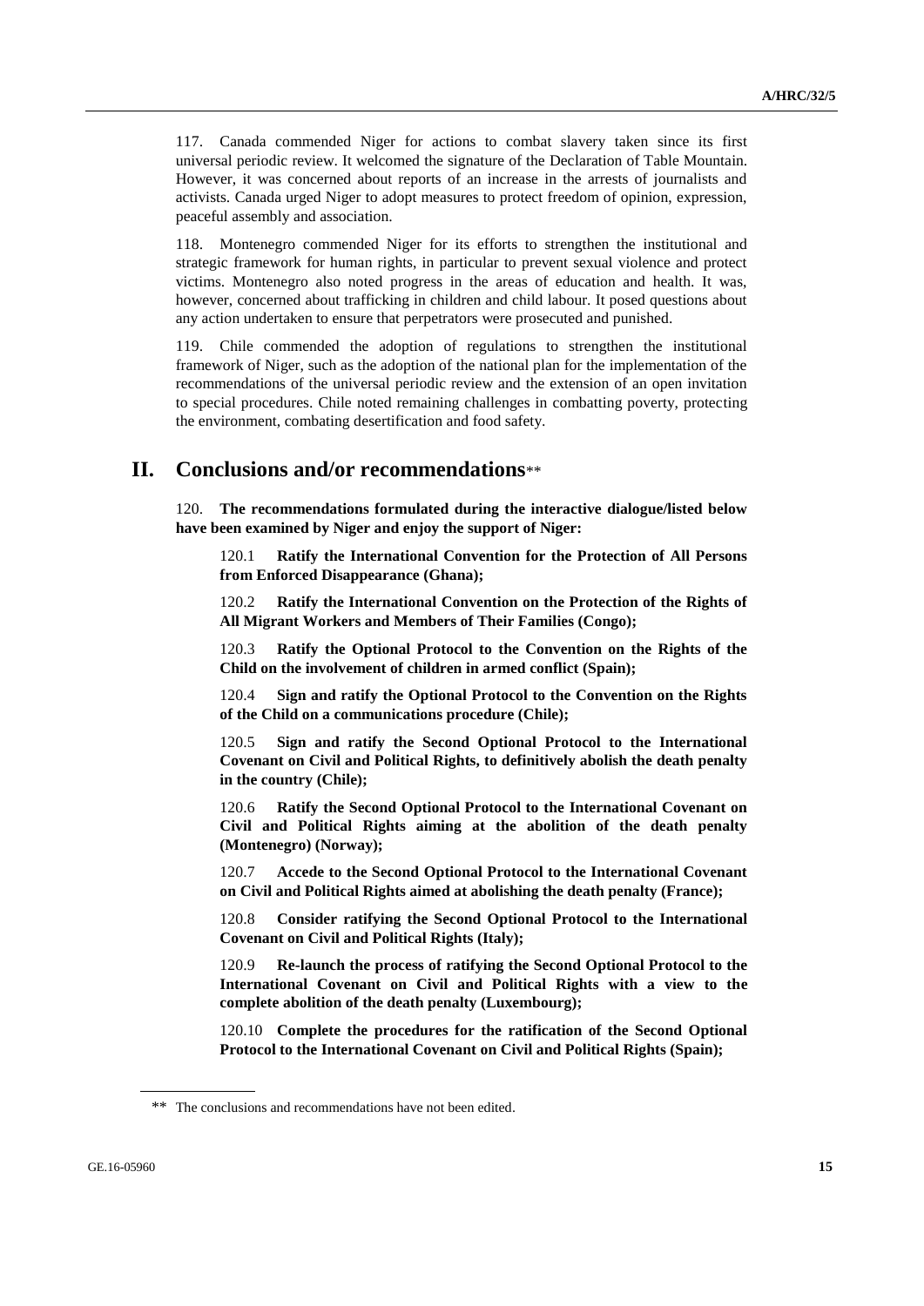117. Canada commended Niger for actions to combat slavery taken since its first universal periodic review. It welcomed the signature of the Declaration of Table Mountain. However, it was concerned about reports of an increase in the arrests of journalists and activists. Canada urged Niger to adopt measures to protect freedom of opinion, expression, peaceful assembly and association.

118. Montenegro commended Niger for its efforts to strengthen the institutional and strategic framework for human rights, in particular to prevent sexual violence and protect victims. Montenegro also noted progress in the areas of education and health. It was, however, concerned about trafficking in children and child labour. It posed questions about any action undertaken to ensure that perpetrators were prosecuted and punished.

119. Chile commended the adoption of regulations to strengthen the institutional framework of Niger, such as the adoption of the national plan for the implementation of the recommendations of the universal periodic review and the extension of an open invitation to special procedures. Chile noted remaining challenges in combatting poverty, protecting the environment, combating desertification and food safety.

## II. Conclusions and/or recommendations**

120. **The recommendations formulated during the interactive dialogue/listed below have been examined by Niger and enjoy the support of Niger:**

> 120.1 **Ratify the International Convention for the Protection of All Persons from Enforced Disappearance (Ghana);**
>
> 120.2 **Ratify the International Convention on the Protection of the Rights of All Migrant Workers and Members of Their Families (Congo);**
>
> 120.3 **Ratify the Optional Protocol to the Convention on the Rights of the Child on the involvement of children in armed conflict (Spain);**
>
> 120.4 **Sign and ratify the Optional Protocol to the Convention on the Rights of the Child on a communications procedure (Chile);**
>
> 120.5 **Sign and ratify the Second Optional Protocol to the International Covenant on Civil and Political Rights, to definitively abolish the death penalty in the country (Chile);**
>
> 120.6 **Ratify the Second Optional Protocol to the International Covenant on Civil and Political Rights aiming at the abolition of the death penalty (Montenegro) (Norway);**
>
> 120.7 **Accede to the Second Optional Protocol to the International Covenant on Civil and Political Rights aimed at abolishing the death penalty (France);**
>
> 120.8 **Consider ratifying the Second Optional Protocol to the International Covenant on Civil and Political Rights (Italy);**
>
> 120.9 **Re-launch the process of ratifying the Second Optional Protocol to the International Covenant on Civil and Political Rights with a view to the complete abolition of the death penalty (Luxembourg);**
>
> 120.10 **Complete the procedures for the ratification of the Second Optional Protocol to the International Covenant on Civil and Political Rights (Spain);**

** The conclusions and recommendations have not been edited.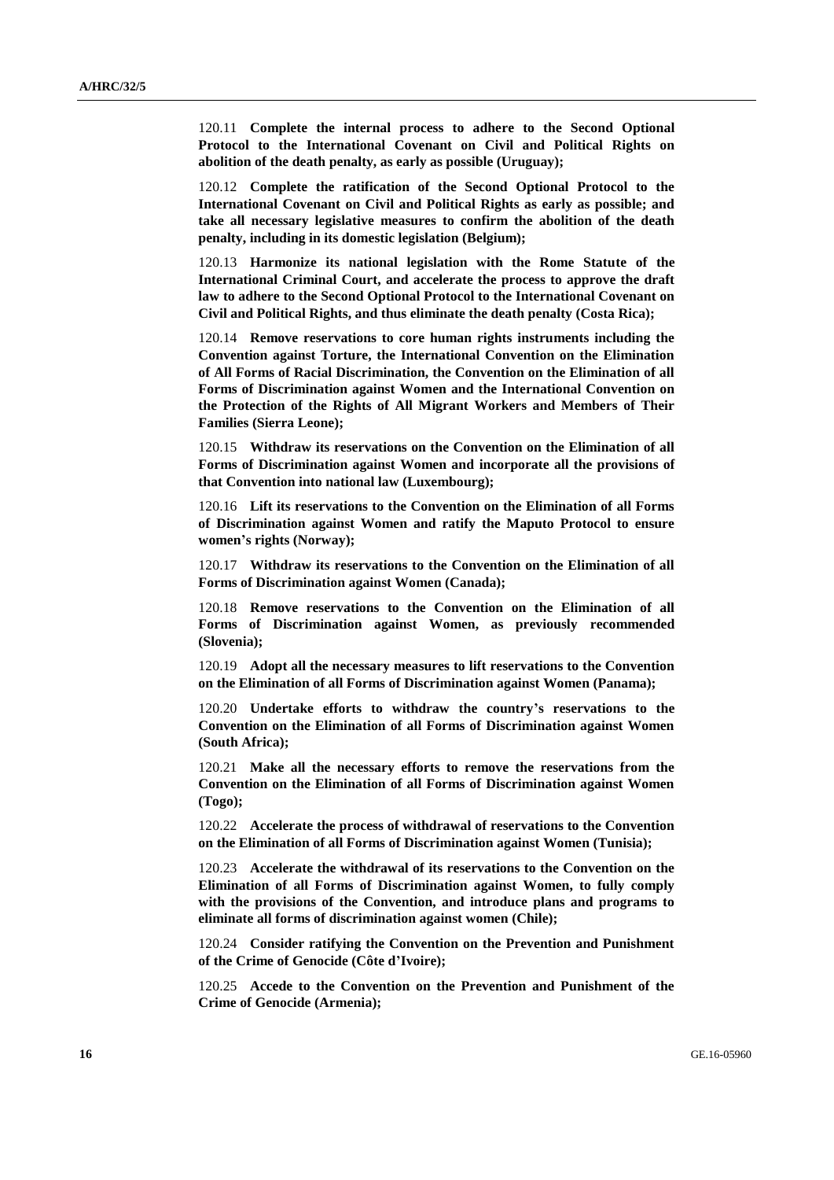120.11 **Complete the internal process to adhere to the Second Optional Protocol to the International Covenant on Civil and Political Rights on abolition of the death penalty, as early as possible (Uruguay);**

120.12 **Complete the ratification of the Second Optional Protocol to the International Covenant on Civil and Political Rights as early as possible; and take all necessary legislative measures to confirm the abolition of the death penalty, including in its domestic legislation (Belgium);**

120.13 **Harmonize its national legislation with the Rome Statute of the International Criminal Court, and accelerate the process to approve the draft law to adhere to the Second Optional Protocol to the International Covenant on Civil and Political Rights, and thus eliminate the death penalty (Costa Rica);**

120.14 **Remove reservations to core human rights instruments including the Convention against Torture, the International Convention on the Elimination of All Forms of Racial Discrimination, the Convention on the Elimination of all Forms of Discrimination against Women and the International Convention on the Protection of the Rights of All Migrant Workers and Members of Their Families (Sierra Leone);**

120.15 **Withdraw its reservations on the Convention on the Elimination of all Forms of Discrimination against Women and incorporate all the provisions of that Convention into national law (Luxembourg);**

120.16 **Lift its reservations to the Convention on the Elimination of all Forms of Discrimination against Women and ratify the Maputo Protocol to ensure women's rights (Norway);**

120.17 **Withdraw its reservations to the Convention on the Elimination of all Forms of Discrimination against Women (Canada);**

120.18 **Remove reservations to the Convention on the Elimination of all Forms of Discrimination against Women, as previously recommended (Slovenia);**

120.19 **Adopt all the necessary measures to lift reservations to the Convention on the Elimination of all Forms of Discrimination against Women (Panama);**

120.20 **Undertake efforts to withdraw the country's reservations to the Convention on the Elimination of all Forms of Discrimination against Women (South Africa);**

120.21 **Make all the necessary efforts to remove the reservations from the Convention on the Elimination of all Forms of Discrimination against Women (Togo);**

120.22 **Accelerate the process of withdrawal of reservations to the Convention on the Elimination of all Forms of Discrimination against Women (Tunisia);**

120.23 **Accelerate the withdrawal of its reservations to the Convention on the Elimination of all Forms of Discrimination against Women, to fully comply with the provisions of the Convention, and introduce plans and programs to eliminate all forms of discrimination against women (Chile);**

120.24 **Consider ratifying the Convention on the Prevention and Punishment of the Crime of Genocide (Côte d'Ivoire);**

120.25 **Accede to the Convention on the Prevention and Punishment of the Crime of Genocide (Armenia);**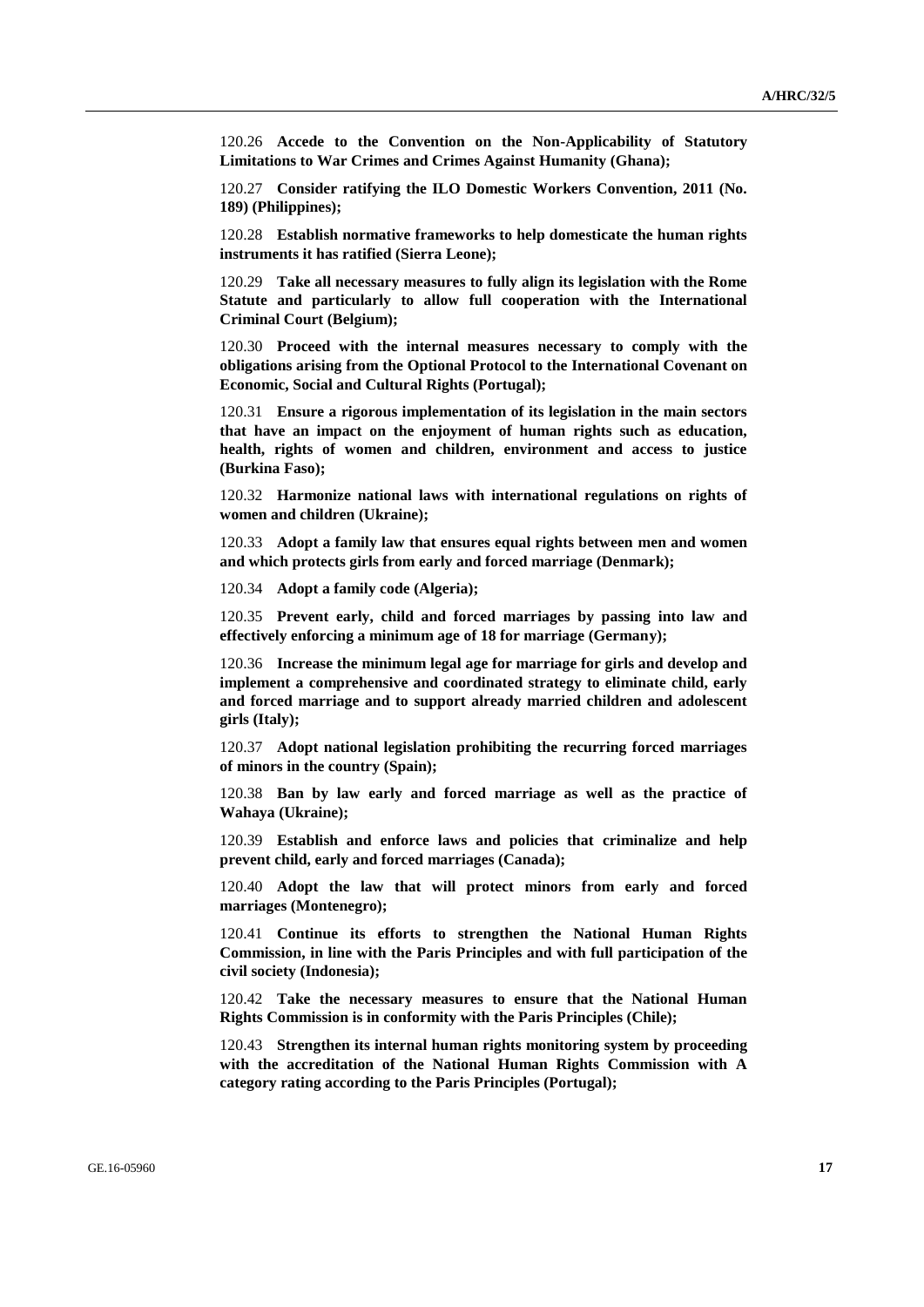120.26 **Accede to the Convention on the Non-Applicability of Statutory Limitations to War Crimes and Crimes Against Humanity (Ghana);**

120.27 **Consider ratifying the ILO Domestic Workers Convention, 2011 (No. 189) (Philippines);**

120.28 **Establish normative frameworks to help domesticate the human rights instruments it has ratified (Sierra Leone);**

120.29 **Take all necessary measures to fully align its legislation with the Rome Statute and particularly to allow full cooperation with the International Criminal Court (Belgium);**

120.30 **Proceed with the internal measures necessary to comply with the obligations arising from the Optional Protocol to the International Covenant on Economic, Social and Cultural Rights (Portugal);**

120.31 **Ensure a rigorous implementation of its legislation in the main sectors that have an impact on the enjoyment of human rights such as education, health, rights of women and children, environment and access to justice (Burkina Faso);**

120.32 **Harmonize national laws with international regulations on rights of women and children (Ukraine);**

120.33 **Adopt a family law that ensures equal rights between men and women and which protects girls from early and forced marriage (Denmark);**

120.34 **Adopt a family code (Algeria);**

120.35 **Prevent early, child and forced marriages by passing into law and effectively enforcing a minimum age of 18 for marriage (Germany);**

120.36 **Increase the minimum legal age for marriage for girls and develop and implement a comprehensive and coordinated strategy to eliminate child, early and forced marriage and to support already married children and adolescent girls (Italy);**

120.37 **Adopt national legislation prohibiting the recurring forced marriages of minors in the country (Spain);**

120.38 **Ban by law early and forced marriage as well as the practice of Wahaya (Ukraine);**

120.39 **Establish and enforce laws and policies that criminalize and help prevent child, early and forced marriages (Canada);**

120.40 **Adopt the law that will protect minors from early and forced marriages (Montenegro);**

120.41 **Continue its efforts to strengthen the National Human Rights Commission, in line with the Paris Principles and with full participation of the civil society (Indonesia);**

120.42 **Take the necessary measures to ensure that the National Human Rights Commission is in conformity with the Paris Principles (Chile);**

120.43 **Strengthen its internal human rights monitoring system by proceeding with the accreditation of the National Human Rights Commission with A category rating according to the Paris Principles (Portugal);**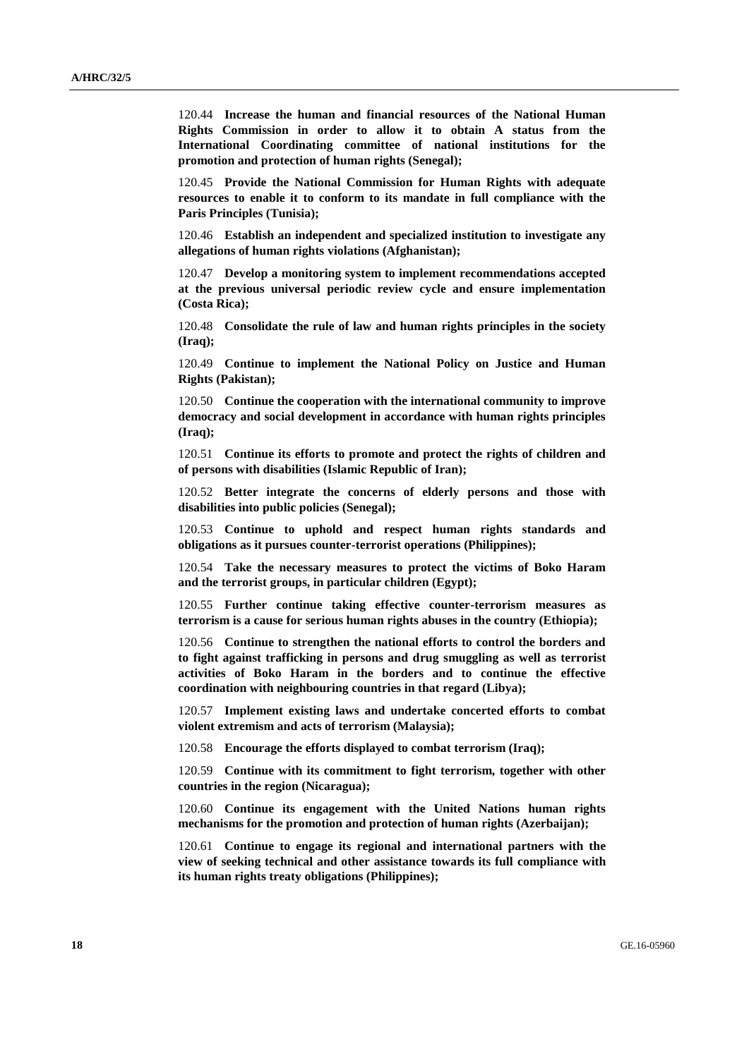120.44 **Increase the human and financial resources of the National Human Rights Commission in order to allow it to obtain A status from the International Coordinating committee of national institutions for the promotion and protection of human rights (Senegal);**

120.45 **Provide the National Commission for Human Rights with adequate resources to enable it to conform to its mandate in full compliance with the Paris Principles (Tunisia);**

120.46 **Establish an independent and specialized institution to investigate any allegations of human rights violations (Afghanistan);**

120.47 **Develop a monitoring system to implement recommendations accepted at the previous universal periodic review cycle and ensure implementation (Costa Rica);**

120.48 **Consolidate the rule of law and human rights principles in the society (Iraq);**

120.49 **Continue to implement the National Policy on Justice and Human Rights (Pakistan);**

120.50 **Continue the cooperation with the international community to improve democracy and social development in accordance with human rights principles (Iraq);**

120.51 **Continue its efforts to promote and protect the rights of children and of persons with disabilities (Islamic Republic of Iran);**

120.52 **Better integrate the concerns of elderly persons and those with disabilities into public policies (Senegal);**

120.53 **Continue to uphold and respect human rights standards and obligations as it pursues counter-terrorist operations (Philippines);**

120.54 **Take the necessary measures to protect the victims of Boko Haram and the terrorist groups, in particular children (Egypt);**

120.55 **Further continue taking effective counter-terrorism measures as terrorism is a cause for serious human rights abuses in the country (Ethiopia);**

120.56 **Continue to strengthen the national efforts to control the borders and to fight against trafficking in persons and drug smuggling as well as terrorist activities of Boko Haram in the borders and to continue the effective coordination with neighbouring countries in that regard (Libya);**

120.57 **Implement existing laws and undertake concerted efforts to combat violent extremism and acts of terrorism (Malaysia);**

120.58 **Encourage the efforts displayed to combat terrorism (Iraq);**

120.59 **Continue with its commitment to fight terrorism, together with other countries in the region (Nicaragua);**

120.60 **Continue its engagement with the United Nations human rights mechanisms for the promotion and protection of human rights (Azerbaijan);**

120.61 **Continue to engage its regional and international partners with the view of seeking technical and other assistance towards its full compliance with its human rights treaty obligations (Philippines);**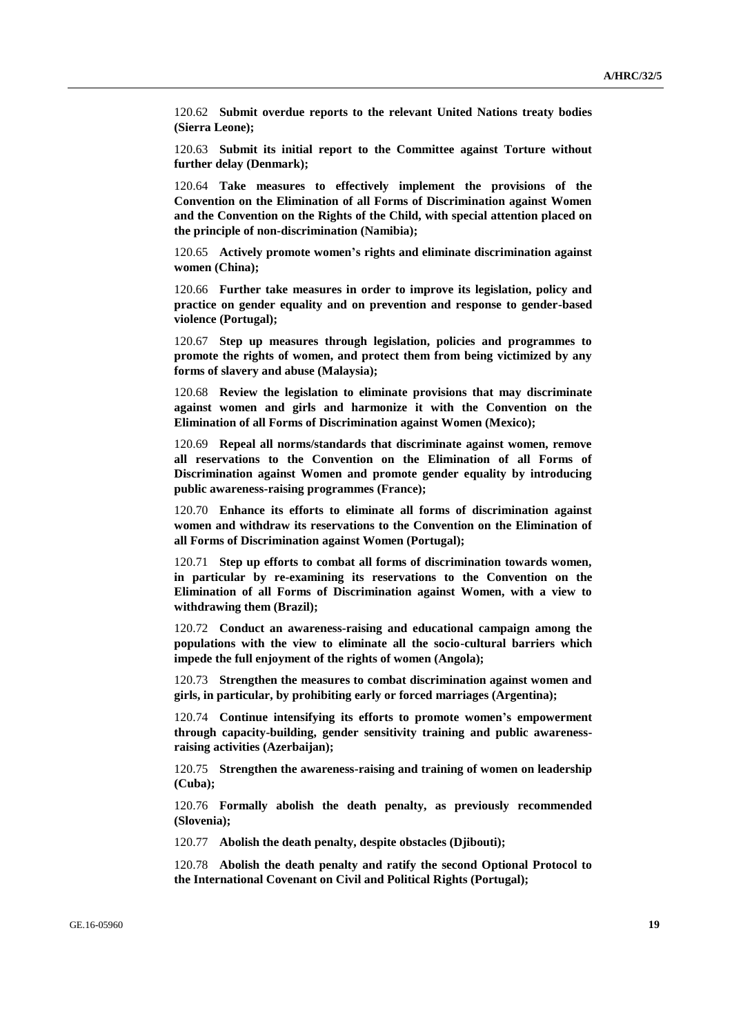120.62 **Submit overdue reports to the relevant United Nations treaty bodies (Sierra Leone);**

120.63 **Submit its initial report to the Committee against Torture without further delay (Denmark);**

120.64 **Take measures to effectively implement the provisions of the Convention on the Elimination of all Forms of Discrimination against Women and the Convention on the Rights of the Child, with special attention placed on the principle of non-discrimination (Namibia);**

120.65 **Actively promote women's rights and eliminate discrimination against women (China);**

120.66 **Further take measures in order to improve its legislation, policy and practice on gender equality and on prevention and response to gender-based violence (Portugal);**

120.67 **Step up measures through legislation, policies and programmes to promote the rights of women, and protect them from being victimized by any forms of slavery and abuse (Malaysia);**

120.68 **Review the legislation to eliminate provisions that may discriminate against women and girls and harmonize it with the Convention on the Elimination of all Forms of Discrimination against Women (Mexico);**

120.69 **Repeal all norms/standards that discriminate against women, remove all reservations to the Convention on the Elimination of all Forms of Discrimination against Women and promote gender equality by introducing public awareness-raising programmes (France);**

120.70 **Enhance its efforts to eliminate all forms of discrimination against women and withdraw its reservations to the Convention on the Elimination of all Forms of Discrimination against Women (Portugal);**

120.71 **Step up efforts to combat all forms of discrimination towards women, in particular by re-examining its reservations to the Convention on the Elimination of all Forms of Discrimination against Women, with a view to withdrawing them (Brazil);**

120.72 **Conduct an awareness-raising and educational campaign among the populations with the view to eliminate all the socio-cultural barriers which impede the full enjoyment of the rights of women (Angola);**

120.73 **Strengthen the measures to combat discrimination against women and girls, in particular, by prohibiting early or forced marriages (Argentina);**

120.74 **Continue intensifying its efforts to promote women's empowerment through capacity-building, gender sensitivity training and public awareness-raising activities (Azerbaijan);**

120.75 **Strengthen the awareness-raising and training of women on leadership (Cuba);**

120.76 **Formally abolish the death penalty, as previously recommended (Slovenia);**

120.77 **Abolish the death penalty, despite obstacles (Djibouti);**

120.78 **Abolish the death penalty and ratify the second Optional Protocol to the International Covenant on Civil and Political Rights (Portugal);**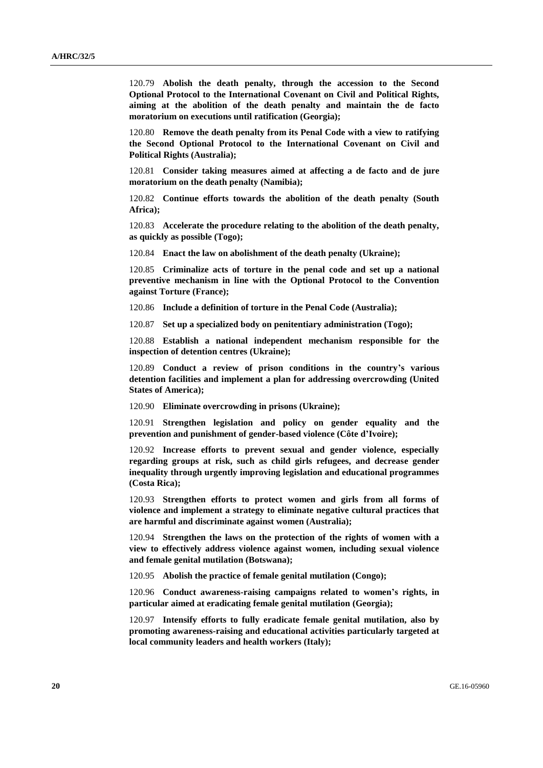120.79 **Abolish the death penalty, through the accession to the Second Optional Protocol to the International Covenant on Civil and Political Rights, aiming at the abolition of the death penalty and maintain the de facto moratorium on executions until ratification (Georgia);**

120.80 **Remove the death penalty from its Penal Code with a view to ratifying the Second Optional Protocol to the International Covenant on Civil and Political Rights (Australia);**

120.81 **Consider taking measures aimed at affecting a de facto and de jure moratorium on the death penalty (Namibia);**

120.82 **Continue efforts towards the abolition of the death penalty (South Africa);**

120.83 **Accelerate the procedure relating to the abolition of the death penalty, as quickly as possible (Togo);**

120.84 **Enact the law on abolishment of the death penalty (Ukraine);**

120.85 **Criminalize acts of torture in the penal code and set up a national preventive mechanism in line with the Optional Protocol to the Convention against Torture (France);**

120.86 **Include a definition of torture in the Penal Code (Australia);**

120.87 **Set up a specialized body on penitentiary administration (Togo);**

120.88 **Establish a national independent mechanism responsible for the inspection of detention centres (Ukraine);**

120.89 **Conduct a review of prison conditions in the country's various detention facilities and implement a plan for addressing overcrowding (United States of America);**

120.90 **Eliminate overcrowding in prisons (Ukraine);**

120.91 **Strengthen legislation and policy on gender equality and the prevention and punishment of gender-based violence (Côte d'Ivoire);**

120.92 **Increase efforts to prevent sexual and gender violence, especially regarding groups at risk, such as child girls refugees, and decrease gender inequality through urgently improving legislation and educational programmes (Costa Rica);**

120.93 **Strengthen efforts to protect women and girls from all forms of violence and implement a strategy to eliminate negative cultural practices that are harmful and discriminate against women (Australia);**

120.94 **Strengthen the laws on the protection of the rights of women with a view to effectively address violence against women, including sexual violence and female genital mutilation (Botswana);**

120.95 **Abolish the practice of female genital mutilation (Congo);**

120.96 **Conduct awareness-raising campaigns related to women's rights, in particular aimed at eradicating female genital mutilation (Georgia);**

120.97 **Intensify efforts to fully eradicate female genital mutilation, also by promoting awareness-raising and educational activities particularly targeted at local community leaders and health workers (Italy);**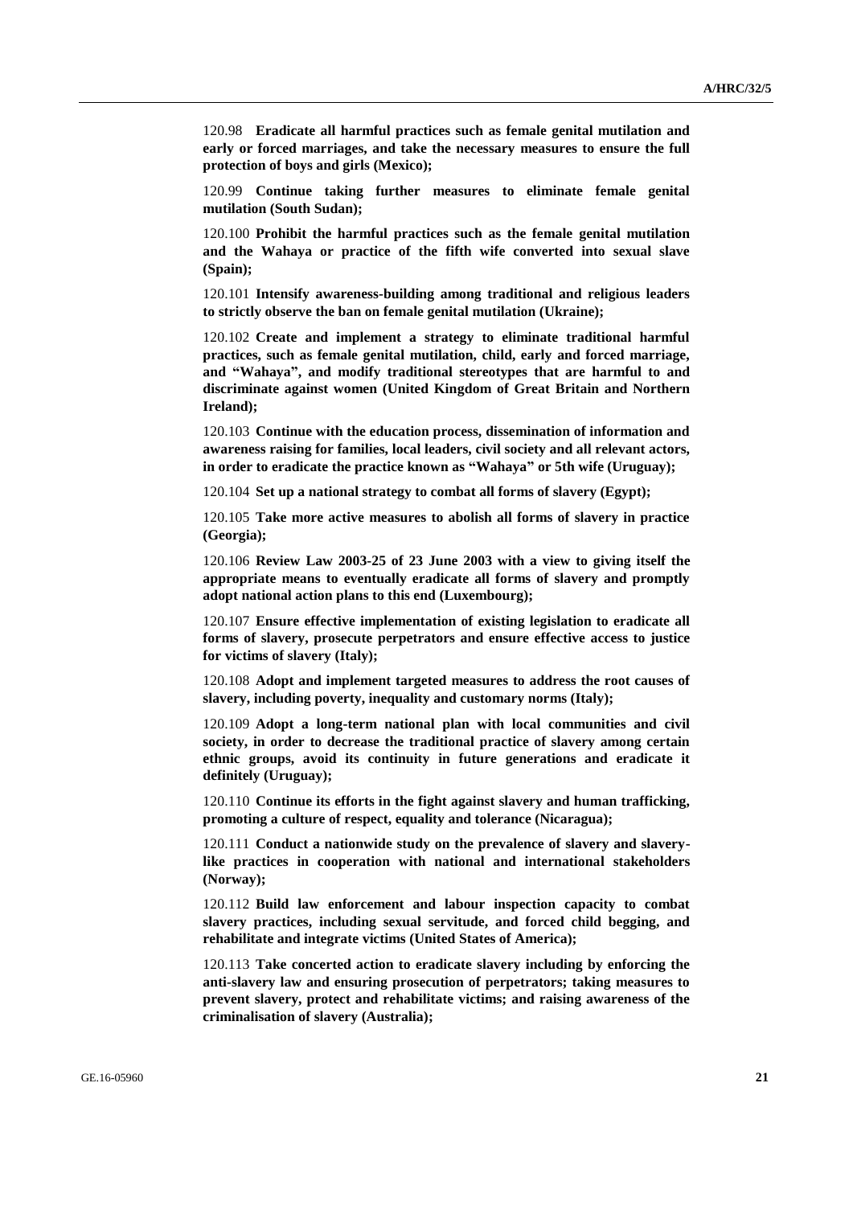120.98 **Eradicate all harmful practices such as female genital mutilation and early or forced marriages, and take the necessary measures to ensure the full protection of boys and girls (Mexico);**

120.99 **Continue taking further measures to eliminate female genital mutilation (South Sudan);**

120.100 **Prohibit the harmful practices such as the female genital mutilation and the Wahaya or practice of the fifth wife converted into sexual slave (Spain);**

120.101 **Intensify awareness-building among traditional and religious leaders to strictly observe the ban on female genital mutilation (Ukraine);**

120.102 **Create and implement a strategy to eliminate traditional harmful practices, such as female genital mutilation, child, early and forced marriage, and "Wahaya", and modify traditional stereotypes that are harmful to and discriminate against women (United Kingdom of Great Britain and Northern Ireland);**

120.103 **Continue with the education process, dissemination of information and awareness raising for families, local leaders, civil society and all relevant actors, in order to eradicate the practice known as "Wahaya" or 5th wife (Uruguay);**

120.104 **Set up a national strategy to combat all forms of slavery (Egypt);**

120.105 **Take more active measures to abolish all forms of slavery in practice (Georgia);**

120.106 **Review Law 2003-25 of 23 June 2003 with a view to giving itself the appropriate means to eventually eradicate all forms of slavery and promptly adopt national action plans to this end (Luxembourg);**

120.107 **Ensure effective implementation of existing legislation to eradicate all forms of slavery, prosecute perpetrators and ensure effective access to justice for victims of slavery (Italy);**

120.108 **Adopt and implement targeted measures to address the root causes of slavery, including poverty, inequality and customary norms (Italy);**

120.109 **Adopt a long-term national plan with local communities and civil society, in order to decrease the traditional practice of slavery among certain ethnic groups, avoid its continuity in future generations and eradicate it definitely (Uruguay);**

120.110 **Continue its efforts in the fight against slavery and human trafficking, promoting a culture of respect, equality and tolerance (Nicaragua);**

120.111 **Conduct a nationwide study on the prevalence of slavery and slavery-like practices in cooperation with national and international stakeholders (Norway);**

120.112 **Build law enforcement and labour inspection capacity to combat slavery practices, including sexual servitude, and forced child begging, and rehabilitate and integrate victims (United States of America);**

120.113 **Take concerted action to eradicate slavery including by enforcing the anti-slavery law and ensuring prosecution of perpetrators; taking measures to prevent slavery, protect and rehabilitate victims; and raising awareness of the criminalisation of slavery (Australia);**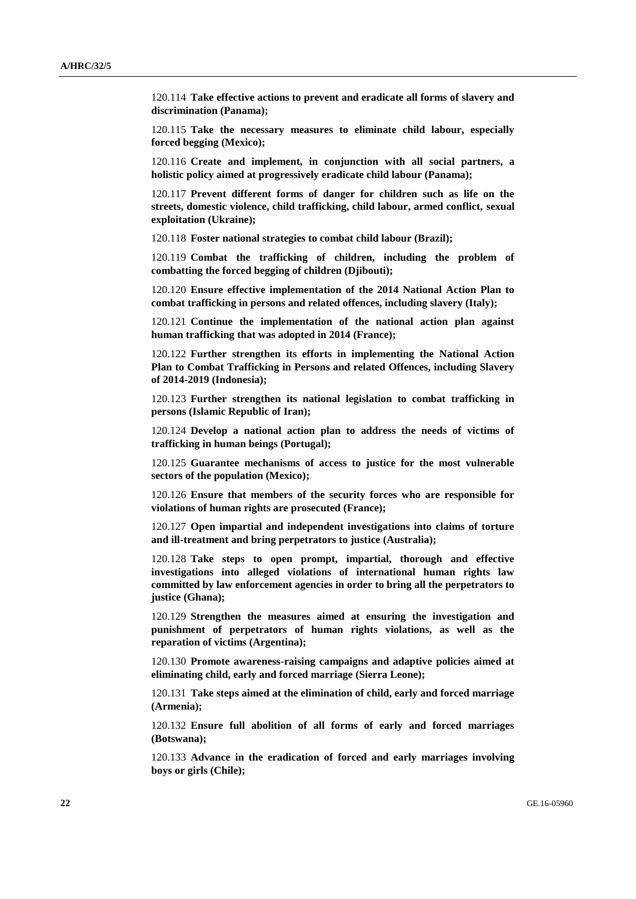120.114 **Take effective actions to prevent and eradicate all forms of slavery and discrimination (Panama);**

120.115 **Take the necessary measures to eliminate child labour, especially forced begging (Mexico);**

120.116 **Create and implement, in conjunction with all social partners, a holistic policy aimed at progressively eradicate child labour (Panama);**

120.117 **Prevent different forms of danger for children such as life on the streets, domestic violence, child trafficking, child labour, armed conflict, sexual exploitation (Ukraine);**

120.118 **Foster national strategies to combat child labour (Brazil);**

120.119 **Combat the trafficking of children, including the problem of combatting the forced begging of children (Djibouti);**

120.120 **Ensure effective implementation of the 2014 National Action Plan to combat trafficking in persons and related offences, including slavery (Italy);**

120.121 **Continue the implementation of the national action plan against human trafficking that was adopted in 2014 (France);**

120.122 **Further strengthen its efforts in implementing the National Action Plan to Combat Trafficking in Persons and related Offences, including Slavery of 2014-2019 (Indonesia);**

120.123 **Further strengthen its national legislation to combat trafficking in persons (Islamic Republic of Iran);**

120.124 **Develop a national action plan to address the needs of victims of trafficking in human beings (Portugal);**

120.125 **Guarantee mechanisms of access to justice for the most vulnerable sectors of the population (Mexico);**

120.126 **Ensure that members of the security forces who are responsible for violations of human rights are prosecuted (France);**

120.127 **Open impartial and independent investigations into claims of torture and ill-treatment and bring perpetrators to justice (Australia);**

120.128 **Take steps to open prompt, impartial, thorough and effective investigations into alleged violations of international human rights law committed by law enforcement agencies in order to bring all the perpetrators to justice (Ghana);**

120.129 **Strengthen the measures aimed at ensuring the investigation and punishment of perpetrators of human rights violations, as well as the reparation of victims (Argentina);**

120.130 **Promote awareness-raising campaigns and adaptive policies aimed at eliminating child, early and forced marriage (Sierra Leone);**

120.131 **Take steps aimed at the elimination of child, early and forced marriage (Armenia);**

120.132 **Ensure full abolition of all forms of early and forced marriages (Botswana);**

120.133 **Advance in the eradication of forced and early marriages involving boys or girls (Chile);**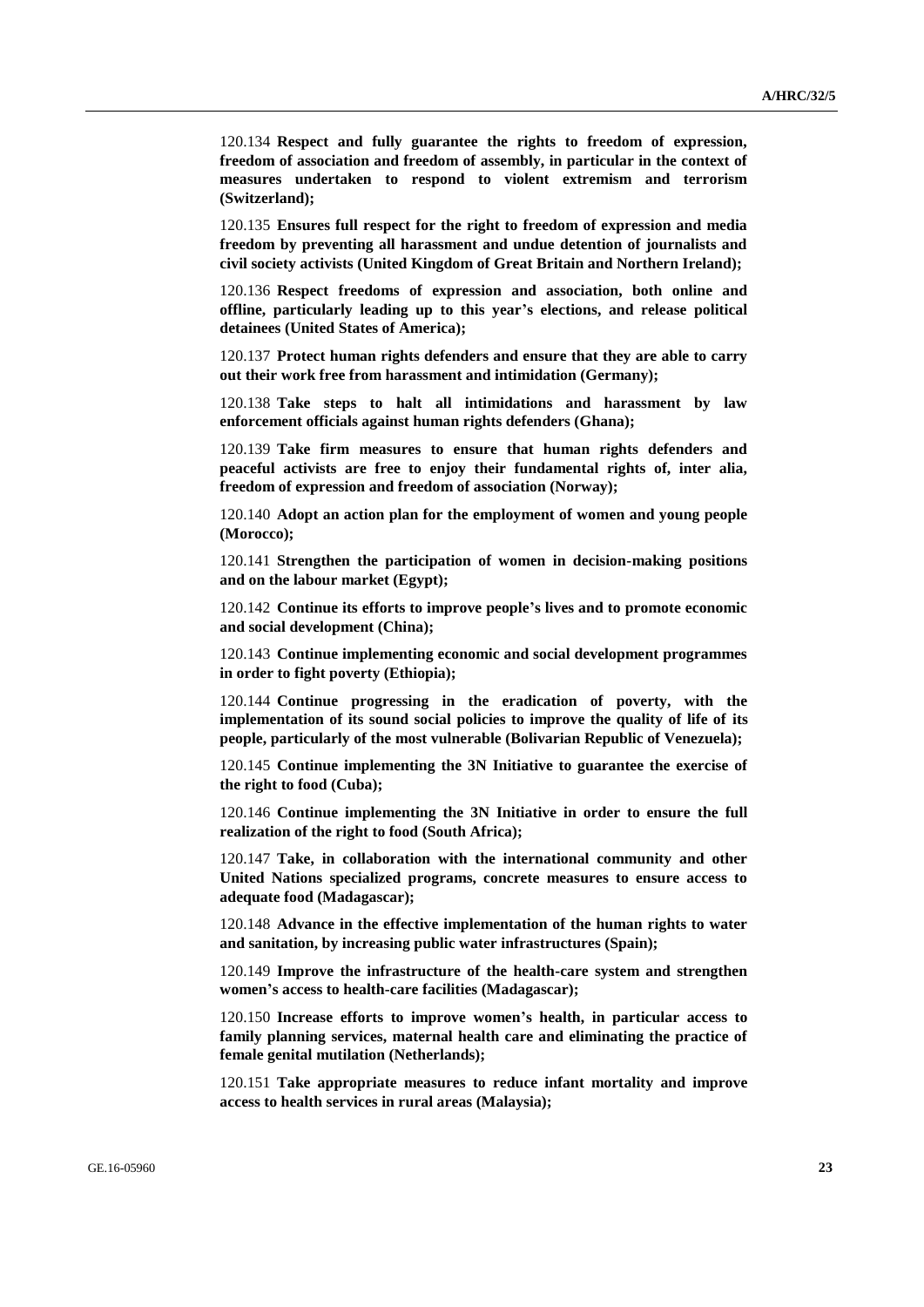120.134 **Respect and fully guarantee the rights to freedom of expression, freedom of association and freedom of assembly, in particular in the context of measures undertaken to respond to violent extremism and terrorism (Switzerland);**

120.135 **Ensures full respect for the right to freedom of expression and media freedom by preventing all harassment and undue detention of journalists and civil society activists (United Kingdom of Great Britain and Northern Ireland);**

120.136 **Respect freedoms of expression and association, both online and offline, particularly leading up to this year's elections, and release political detainees (United States of America);**

120.137 **Protect human rights defenders and ensure that they are able to carry out their work free from harassment and intimidation (Germany);**

120.138 **Take steps to halt all intimidations and harassment by law enforcement officials against human rights defenders (Ghana);**

120.139 **Take firm measures to ensure that human rights defenders and peaceful activists are free to enjoy their fundamental rights of, inter alia, freedom of expression and freedom of association (Norway);**

120.140 **Adopt an action plan for the employment of women and young people (Morocco);**

120.141 **Strengthen the participation of women in decision-making positions and on the labour market (Egypt);**

120.142 **Continue its efforts to improve people's lives and to promote economic and social development (China);**

120.143 **Continue implementing economic and social development programmes in order to fight poverty (Ethiopia);**

120.144 **Continue progressing in the eradication of poverty, with the implementation of its sound social policies to improve the quality of life of its people, particularly of the most vulnerable (Bolivarian Republic of Venezuela);**

120.145 **Continue implementing the 3N Initiative to guarantee the exercise of the right to food (Cuba);**

120.146 **Continue implementing the 3N Initiative in order to ensure the full realization of the right to food (South Africa);**

120.147 **Take, in collaboration with the international community and other United Nations specialized programs, concrete measures to ensure access to adequate food (Madagascar);**

120.148 **Advance in the effective implementation of the human rights to water and sanitation, by increasing public water infrastructures (Spain);**

120.149 **Improve the infrastructure of the health-care system and strengthen women's access to health-care facilities (Madagascar);**

120.150 **Increase efforts to improve women's health, in particular access to family planning services, maternal health care and eliminating the practice of female genital mutilation (Netherlands);**

120.151 **Take appropriate measures to reduce infant mortality and improve access to health services in rural areas (Malaysia);**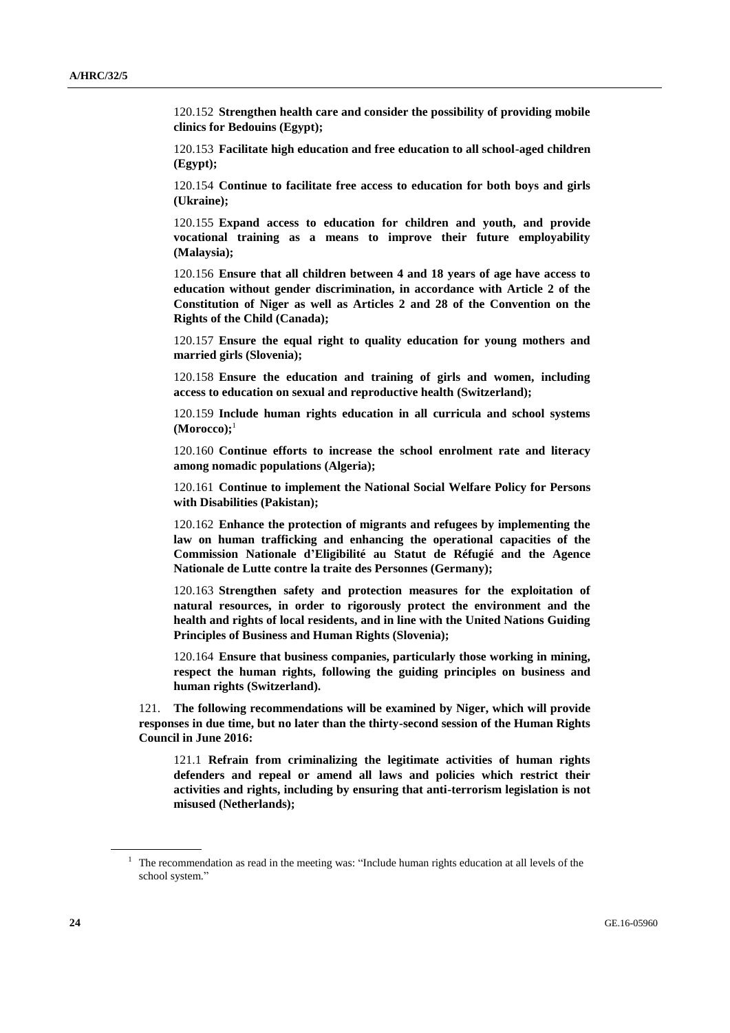120.152 **Strengthen health care and consider the possibility of providing mobile clinics for Bedouins (Egypt);**

120.153 **Facilitate high education and free education to all school-aged children (Egypt);**

120.154 **Continue to facilitate free access to education for both boys and girls (Ukraine);**

120.155 **Expand access to education for children and youth, and provide vocational training as a means to improve their future employability (Malaysia);**

120.156 **Ensure that all children between 4 and 18 years of age have access to education without gender discrimination, in accordance with Article 2 of the Constitution of Niger as well as Articles 2 and 28 of the Convention on the Rights of the Child (Canada);**

120.157 **Ensure the equal right to quality education for young mothers and married girls (Slovenia);**

120.158 **Ensure the education and training of girls and women, including access to education on sexual and reproductive health (Switzerland);**

120.159 **Include human rights education in all curricula and school systems (Morocco);**[1]

120.160 **Continue efforts to increase the school enrolment rate and literacy among nomadic populations (Algeria);**

120.161 **Continue to implement the National Social Welfare Policy for Persons with Disabilities (Pakistan);**

120.162 **Enhance the protection of migrants and refugees by implementing the law on human trafficking and enhancing the operational capacities of the Commission Nationale d'Eligibilité au Statut de Réfugié and the Agence Nationale de Lutte contre la traite des Personnes (Germany);**

120.163 **Strengthen safety and protection measures for the exploitation of natural resources, in order to rigorously protect the environment and the health and rights of local residents, and in line with the United Nations Guiding Principles of Business and Human Rights (Slovenia);**

120.164 **Ensure that business companies, particularly those working in mining, respect the human rights, following the guiding principles on business and human rights (Switzerland).**

121. **The following recommendations will be examined by Niger, which will provide responses in due time, but no later than the thirty-second session of the Human Rights Council in June 2016:**

121.1 **Refrain from criminalizing the legitimate activities of human rights defenders and repeal or amend all laws and policies which restrict their activities and rights, including by ensuring that anti-terrorism legislation is not misused (Netherlands);**

[1] The recommendation as read in the meeting was: "Include human rights education at all levels of the school system."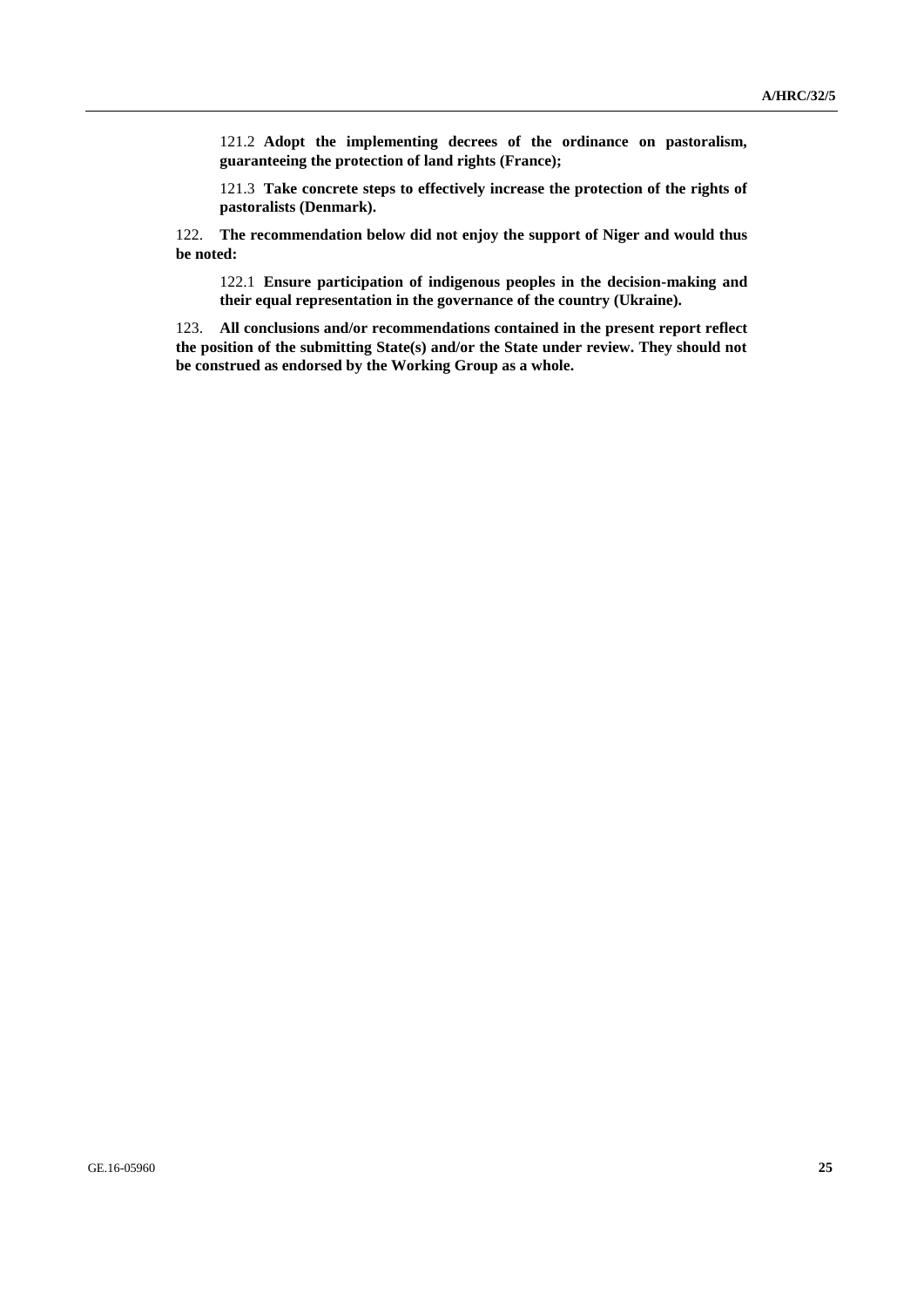121.2 **Adopt the implementing decrees of the ordinance on pastoralism, guaranteeing the protection of land rights (France);**

121.3 **Take concrete steps to effectively increase the protection of the rights of pastoralists (Denmark).**

122. **The recommendation below did not enjoy the support of Niger and would thus be noted:**

122.1 **Ensure participation of indigenous peoples in the decision-making and their equal representation in the governance of the country (Ukraine).**

123. **All conclusions and/or recommendations contained in the present report reflect the position of the submitting State(s) and/or the State under review. They should not be construed as endorsed by the Working Group as a whole.**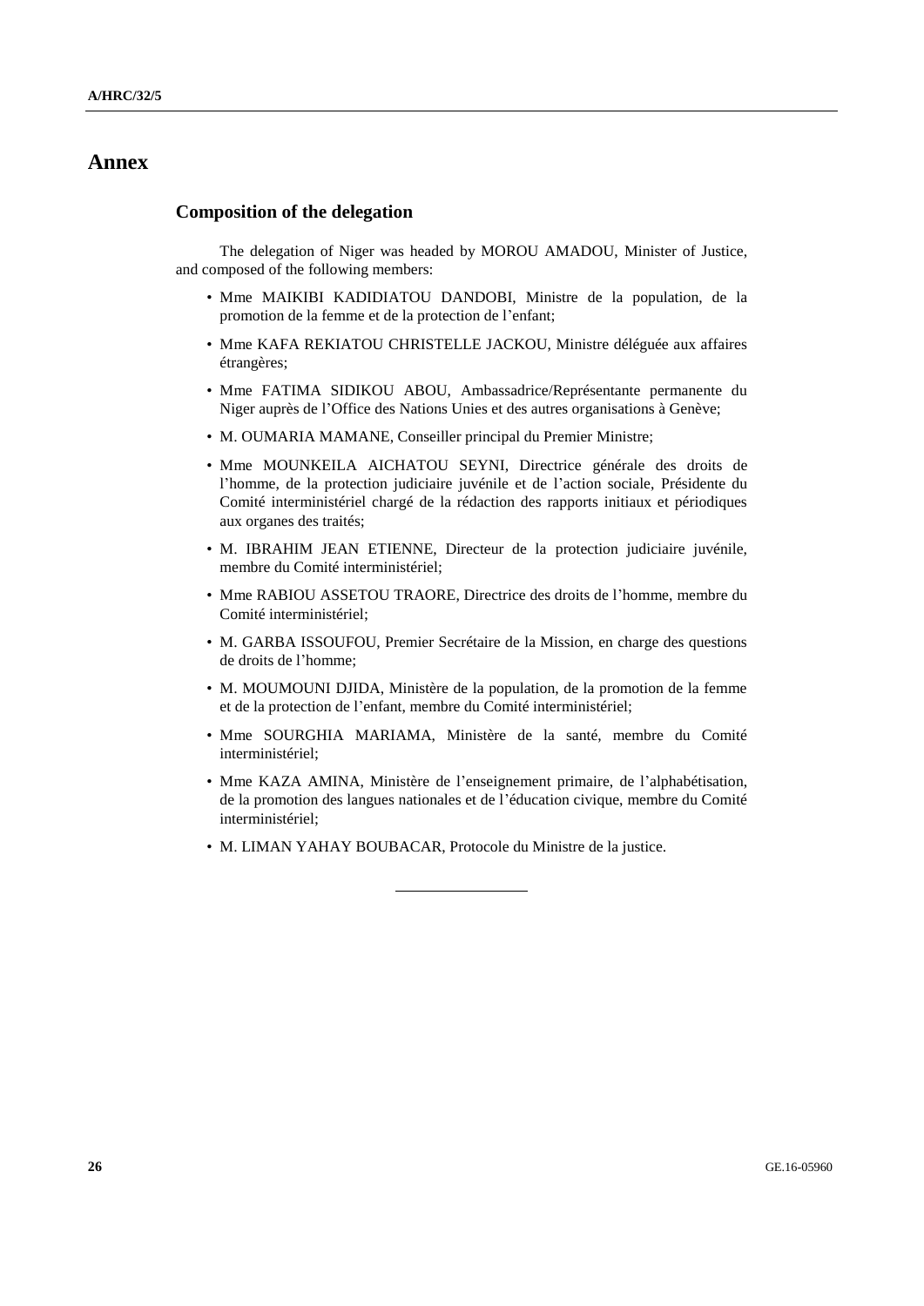# Annex

## Composition of the delegation

The delegation of Niger was headed by MOROU AMADOU, Minister of Justice, and composed of the following members:

- Mme MAIKIBI KADIDIATOU DANDOBI, Ministre de la population, de la promotion de la femme et de la protection de l'enfant;
- Mme KAFA REKIATOU CHRISTELLE JACKOU, Ministre déléguée aux affaires étrangères;
- Mme FATIMA SIDIKOU ABOU, Ambassadrice/Représentante permanente du Niger auprès de l'Office des Nations Unies et des autres organisations à Genève;
- M. OUMARIA MAMANE, Conseiller principal du Premier Ministre;
- Mme MOUNKEILA AICHATOU SEYNI, Directrice générale des droits de l'homme, de la protection judiciaire juvénile et de l'action sociale, Présidente du Comité interministériel chargé de la rédaction des rapports initiaux et périodiques aux organes des traités;
- M. IBRAHIM JEAN ETIENNE, Directeur de la protection judiciaire juvénile, membre du Comité interministériel;
- Mme RABIOU ASSETOU TRAORE, Directrice des droits de l'homme, membre du Comité interministériel;
- M. GARBA ISSOUFOU, Premier Secrétaire de la Mission, en charge des questions de droits de l'homme;
- M. MOUMOUNI DJIDA, Ministère de la population, de la promotion de la femme et de la protection de l'enfant, membre du Comité interministériel;
- Mme SOURGHIA MARIAMA, Ministère de la santé, membre du Comité interministériel;
- Mme KAZA AMINA, Ministère de l'enseignement primaire, de l'alphabétisation, de la promotion des langues nationales et de l'éducation civique, membre du Comité interministériel;
- M. LIMAN YAHAY BOUBACAR, Protocole du Ministre de la justice.